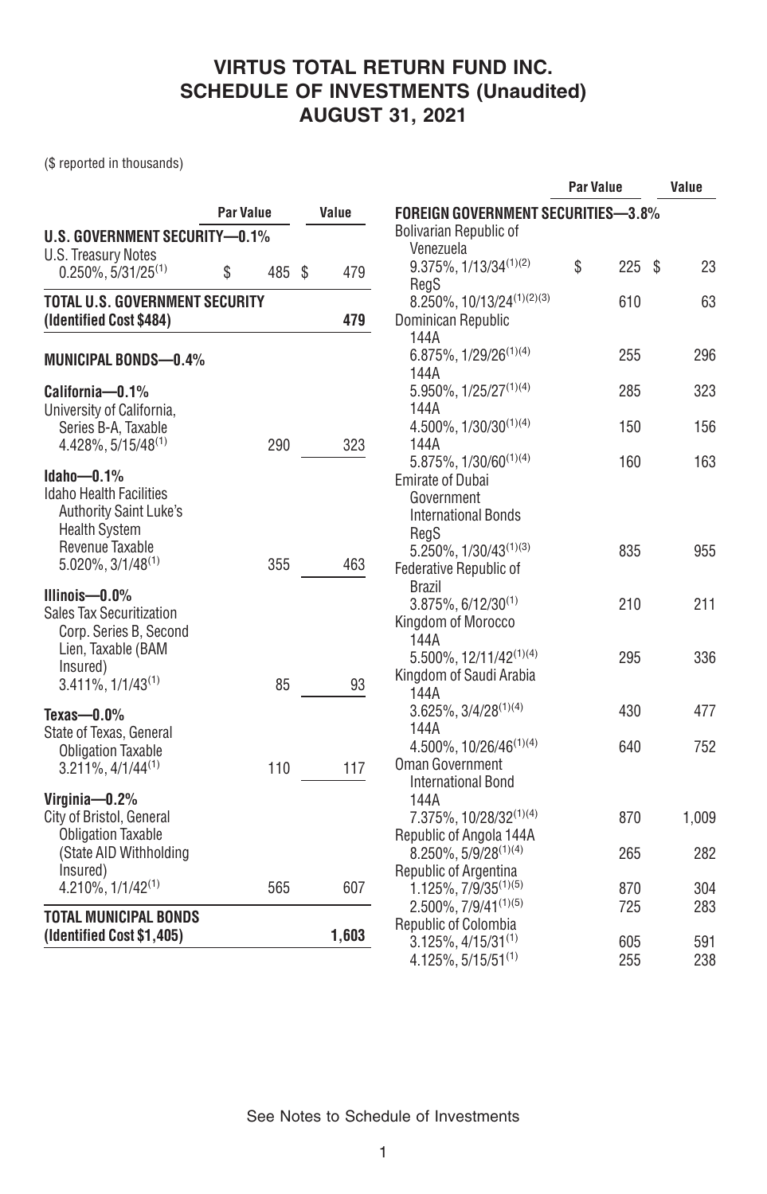# VIRTUS TOTAL RETURN FUND INC.
## SCHEDULE OF INVESTMENTS (Unaudited)
## AUGUST 31, 2021

($ reported in thousands)

| | Par Value | Value |
|---|---|---|
| **U.S. GOVERNMENT SECURITY—0.1%** | | |
| U.S. Treasury Notes 0.250%, 5/31/25[1] | $ 485 | $ 479 |
| **TOTAL U.S. GOVERNMENT SECURITY (Identified Cost $484)** | | **479** |
| **MUNICIPAL BONDS—0.4%** | | |
| **California—0.1%** | | |
| University of California, Series B-A, Taxable 4.428%, 5/15/48[1] | 290 | 323 |
| **Idaho—0.1%** | | |
| Idaho Health Facilities Authority Saint Luke's Health System Revenue Taxable 5.020%, 3/1/48[1] | 355 | 463 |
| **Illinois—0.0%** | | |
| Sales Tax Securitization Corp. Series B, Second Lien, Taxable (BAM Insured) 3.411%, 1/1/43[1] | 85 | 93 |
| **Texas—0.0%** | | |
| State of Texas, General Obligation Taxable 3.211%, 4/1/44[1] | 110 | 117 |
| **Virginia—0.2%** | | |
| City of Bristol, General Obligation Taxable (State AID Withholding Insured) 4.210%, 1/1/42[1] | 565 | 607 |
| **TOTAL MUNICIPAL BONDS (Identified Cost $1,405)** | | **1,603** |

| | Par Value | Value |
|---|---|---|
| **FOREIGN GOVERNMENT SECURITIES—3.8%** | | |
| Bolivarian Republic of Venezuela | | |
| 9.375%, 1/13/34[1][2] | $ 225 | $ 23 |
| RegS 8.250%, 10/13/24[1][2][3] | 610 | 63 |
| Dominican Republic | | |
| 144A 6.875%, 1/29/26[1][4] | 255 | 296 |
| 144A 5.950%, 1/25/27[1][4] | 285 | 323 |
| 144A 4.500%, 1/30/30[1][4] | 150 | 156 |
| 144A 5.875%, 1/30/60[1][4] | 160 | 163 |
| Emirate of Dubai Government International Bonds RegS 5.250%, 1/30/43[1][3] | 835 | 955 |
| Federative Republic of Brazil 3.875%, 6/12/30[1] | 210 | 211 |
| Kingdom of Morocco 144A 5.500%, 12/11/42[1][4] | 295 | 336 |
| Kingdom of Saudi Arabia | | |
| 144A 3.625%, 3/4/28[1][4] | 430 | 477 |
| 144A 4.500%, 10/26/46[1][4] | 640 | 752 |
| Oman Government International Bond 144A 7.375%, 10/28/32[1][4] | 870 | 1,009 |
| Republic of Angola 144A 8.250%, 5/9/28[1][4] | 265 | 282 |
| Republic of Argentina | | |
| 1.125%, 7/9/35[1][5] | 870 | 304 |
| 2.500%, 7/9/41[1][5] | 725 | 283 |
| Republic of Colombia | | |
| 3.125%, 4/15/31[1] | 605 | 591 |
| 4.125%, 5/15/51[1] | 255 | 238 |

See Notes to Schedule of Investments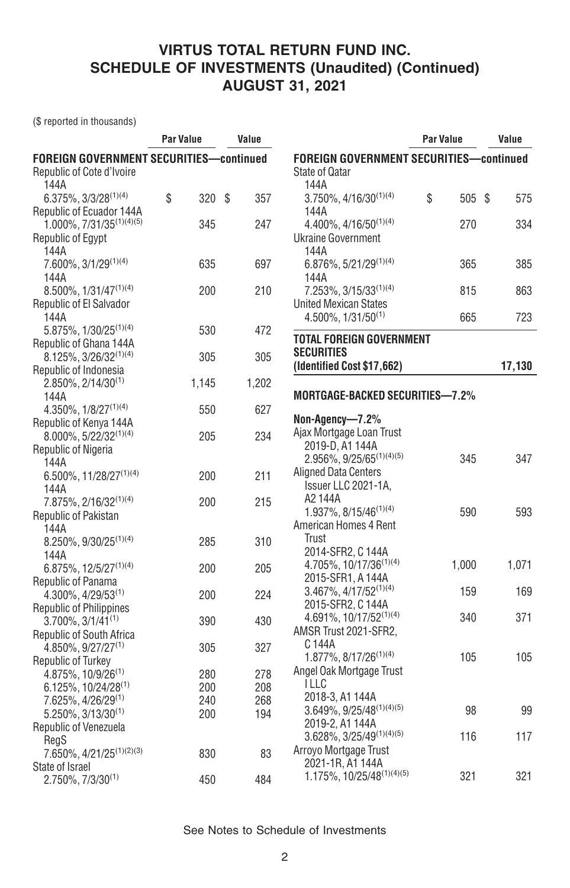# VIRTUS TOTAL RETURN FUND INC.
## SCHEDULE OF INVESTMENTS (Unaudited) (Continued)
## AUGUST 31, 2021

($ reported in thousands)

| | Par Value | Value |
|---|---|---|
| **FOREIGN GOVERNMENT SECURITIES—continued** | | |
| Republic of Cote d'Ivoire 144A 6.375%, 3/3/28[(1)(4)] | $ 320 | $ 357 |
| Republic of Ecuador 144A 1.000%, 7/31/35[(1)(4)(5)] | 345 | 247 |
| Republic of Egypt | | |
| 144A 7.600%, 3/1/29[(1)(4)] | 635 | 697 |
| 144A 8.500%, 1/31/47[(1)(4)] | 200 | 210 |
| Republic of El Salvador 144A 5.875%, 1/30/25[(1)(4)] | 530 | 472 |
| Republic of Ghana 144A 8.125%, 3/26/32[(1)(4)] | 305 | 305 |
| Republic of Indonesia | | |
| 2.850%, 2/14/30[(1)] | 1,145 | 1,202 |
| 144A 4.350%, 1/8/27[(1)(4)] | 550 | 627 |
| Republic of Kenya 144A 8.000%, 5/22/32[(1)(4)] | 205 | 234 |
| Republic of Nigeria | | |
| 144A 6.500%, 11/28/27[(1)(4)] | 200 | 211 |
| 144A 7.875%, 2/16/32[(1)(4)] | 200 | 215 |
| Republic of Pakistan | | |
| 144A 8.250%, 9/30/25[(1)(4)] | 285 | 310 |
| 144A 6.875%, 12/5/27[(1)(4)] | 200 | 205 |
| Republic of Panama 4.300%, 4/29/53[(1)] | 200 | 224 |
| Republic of Philippines 3.700%, 3/1/41[(1)] | 390 | 430 |
| Republic of South Africa 4.850%, 9/27/27[(1)] | 305 | 327 |
| Republic of Turkey | | |
| 4.875%, 10/9/26[(1)] | 280 | 278 |
| 6.125%, 10/24/28[(1)] | 200 | 208 |
| 7.625%, 4/26/29[(1)] | 240 | 268 |
| 5.250%, 3/13/30[(1)] | 200 | 194 |
| Republic of Venezuela RegS 7.650%, 4/21/25[(1)(2)(3)] | 830 | 83 |
| State of Israel 2.750%, 7/3/30[(1)] | 450 | 484 |
| State of Qatar | | |
| 144A 3.750%, 4/16/30[(1)(4)] | $ 505 | $ 575 |
| 144A 4.400%, 4/16/50[(1)(4)] | 270 | 334 |
| Ukraine Government | | |
| 144A 6.876%, 5/21/29[(1)(4)] | 365 | 385 |
| 144A 7.253%, 3/15/33[(1)(4)] | 815 | 863 |
| United Mexican States 4.500%, 1/31/50[(1)] | 665 | 723 |
| **TOTAL FOREIGN GOVERNMENT SECURITIES (Identified Cost $17,662)** | | **17,130** |
| **MORTGAGE-BACKED SECURITIES—7.2%** | | |
| **Non-Agency—7.2%** | | |
| Ajax Mortgage Loan Trust 2019-D, A1 144A 2.956%, 9/25/65[(1)(4)(5)] | 345 | 347 |
| Aligned Data Centers Issuer LLC 2021-1A, A2 144A 1.937%, 8/15/46[(1)(4)] | 590 | 593 |
| American Homes 4 Rent Trust | | |
| 2014-SFR2, C 144A 4.705%, 10/17/36[(1)(4)] | 1,000 | 1,071 |
| 2015-SFR1, A 144A 3.467%, 4/17/52[(1)(4)] | 159 | 169 |
| 2015-SFR2, C 144A 4.691%, 10/17/52[(1)(4)] | 340 | 371 |
| AMSR Trust 2021-SFR2, C 144A 1.877%, 8/17/26[(1)(4)] | 105 | 105 |
| Angel Oak Mortgage Trust I LLC | | |
| 2018-3, A1 144A 3.649%, 9/25/48[(1)(4)(5)] | 98 | 99 |
| 2019-2, A1 144A 3.628%, 3/25/49[(1)(4)(5)] | 116 | 117 |
| Arroyo Mortgage Trust 2021-1R, A1 144A 1.175%, 10/25/48[(1)(4)(5)] | 321 | 321 |

See Notes to Schedule of Investments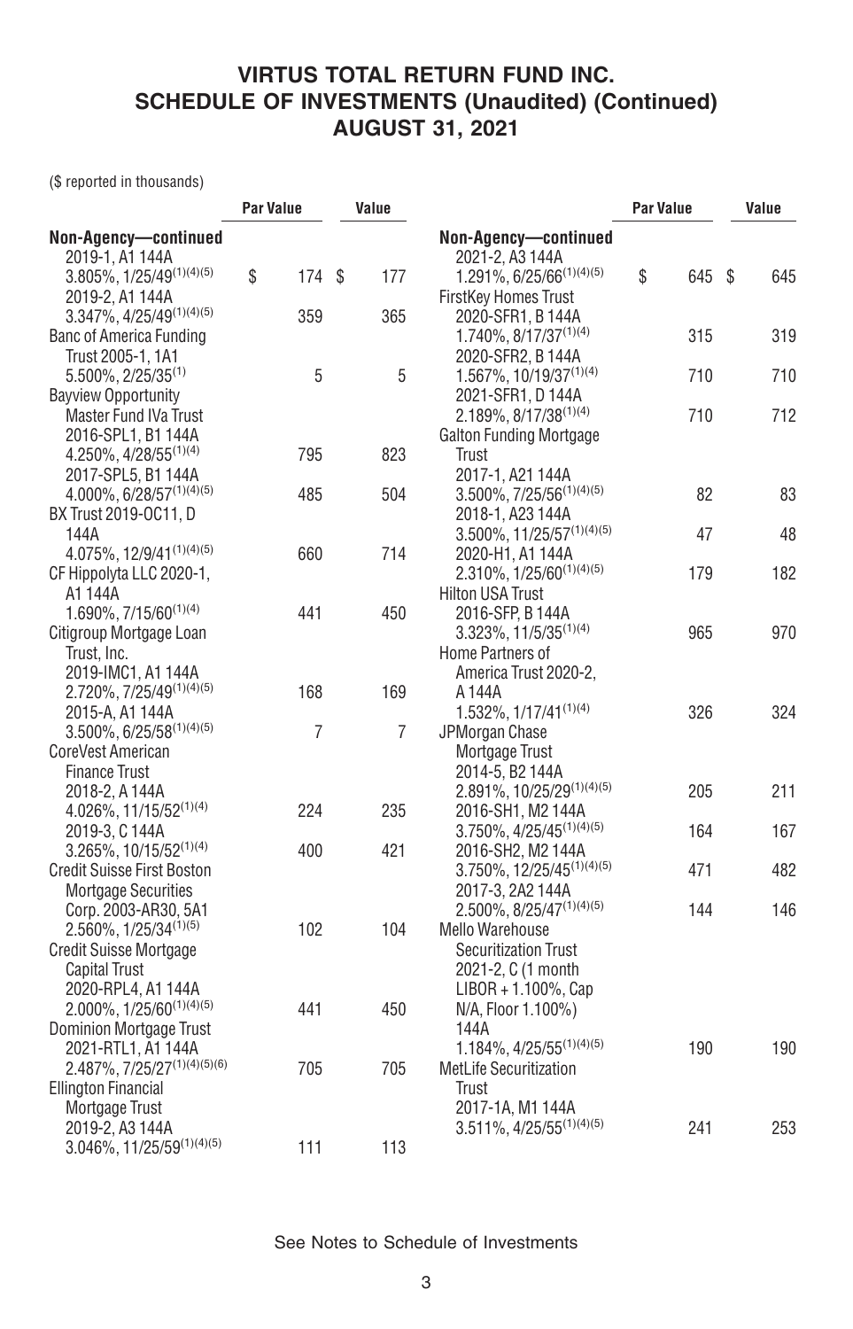# VIRTUS TOTAL RETURN FUND INC.
## SCHEDULE OF INVESTMENTS (Unaudited) (Continued)
## AUGUST 31, 2021

($ reported in thousands)

| | Par Value | Value |
|---|---|---|
| **Non-Agency—continued** | | |
| 2019-1, A1 144A 3.805%, 1/25/49[(1)(4)(5)] | $ 174 | $ 177 |
| 2019-2, A1 144A 3.347%, 4/25/49[(1)(4)(5)] | 359 | 365 |
| Banc of America Funding Trust 2005-1, 1A1 5.500%, 2/25/35[(1)] | 5 | 5 |
| Bayview Opportunity Master Fund IVa Trust | | |
| 2016-SPL1, B1 144A 4.250%, 4/28/55[(1)(4)] | 795 | 823 |
| 2017-SPL5, B1 144A 4.000%, 6/28/57[(1)(4)(5)] | 485 | 504 |
| BX Trust 2019-OC11, D 144A 4.075%, 12/9/41[(1)(4)(5)] | 660 | 714 |
| CF Hippolyta LLC 2020-1, A1 144A 1.690%, 7/15/60[(1)(4)] | 441 | 450 |
| Citigroup Mortgage Loan Trust, Inc. | | |
| 2019-IMC1, A1 144A 2.720%, 7/25/49[(1)(4)(5)] | 168 | 169 |
| 2015-A, A1 144A 3.500%, 6/25/58[(1)(4)(5)] | 7 | 7 |
| CoreVest American Finance Trust | | |
| 2018-2, A 144A 4.026%, 11/15/52[(1)(4)] | 224 | 235 |
| 2019-3, C 144A 3.265%, 10/15/52[(1)(4)] | 400 | 421 |
| Credit Suisse First Boston Mortgage Securities Corp. 2003-AR30, 5A1 2.560%, 1/25/34[(1)(5)] | 102 | 104 |
| Credit Suisse Mortgage Capital Trust 2020-RPL4, A1 144A 2.000%, 1/25/60[(1)(4)(5)] | 441 | 450 |
| Dominion Mortgage Trust 2021-RTL1, A1 144A 2.487%, 7/25/27[(1)(4)(5)(6)] | 705 | 705 |
| Ellington Financial Mortgage Trust | | |
| 2019-2, A3 144A 3.046%, 11/25/59[(1)(4)(5)] | 111 | 113 |
| **Non-Agency—continued** | | |
| 2021-2, A3 144A 1.291%, 6/25/66[(1)(4)(5)] | $ 645 | $ 645 |
| FirstKey Homes Trust | | |
| 2020-SFR1, B 144A 1.740%, 8/17/37[(1)(4)] | 315 | 319 |
| 2020-SFR2, B 144A 1.567%, 10/19/37[(1)(4)] | 710 | 710 |
| 2021-SFR1, D 144A 2.189%, 8/17/38[(1)(4)] | 710 | 712 |
| Galton Funding Mortgage Trust | | |
| 2017-1, A21 144A 3.500%, 7/25/56[(1)(4)(5)] | 82 | 83 |
| 2018-1, A23 144A 3.500%, 11/25/57[(1)(4)(5)] | 47 | 48 |
| 2020-H1, A1 144A 2.310%, 1/25/60[(1)(4)(5)] | 179 | 182 |
| Hilton USA Trust 2016-SFP, B 144A 3.323%, 11/5/35[(1)(4)] | 965 | 970 |
| Home Partners of America Trust 2020-2, A 144A 1.532%, 1/17/41[(1)(4)] | 326 | 324 |
| JPMorgan Chase Mortgage Trust | | |
| 2014-5, B2 144A 2.891%, 10/25/29[(1)(4)(5)] | 205 | 211 |
| 2016-SH1, M2 144A 3.750%, 4/25/45[(1)(4)(5)] | 164 | 167 |
| 2016-SH2, M2 144A 3.750%, 12/25/45[(1)(4)(5)] | 471 | 482 |
| 2017-3, 2A2 144A 2.500%, 8/25/47[(1)(4)(5)] | 144 | 146 |
| Mello Warehouse Securitization Trust 2021-2, C (1 month LIBOR + 1.100%, Cap N/A, Floor 1.100%) 144A 1.184%, 4/25/55[(1)(4)(5)] | 190 | 190 |
| MetLife Securitization Trust 2017-1A, M1 144A 3.511%, 4/25/55[(1)(4)(5)] | 241 | 253 |

See Notes to Schedule of Investments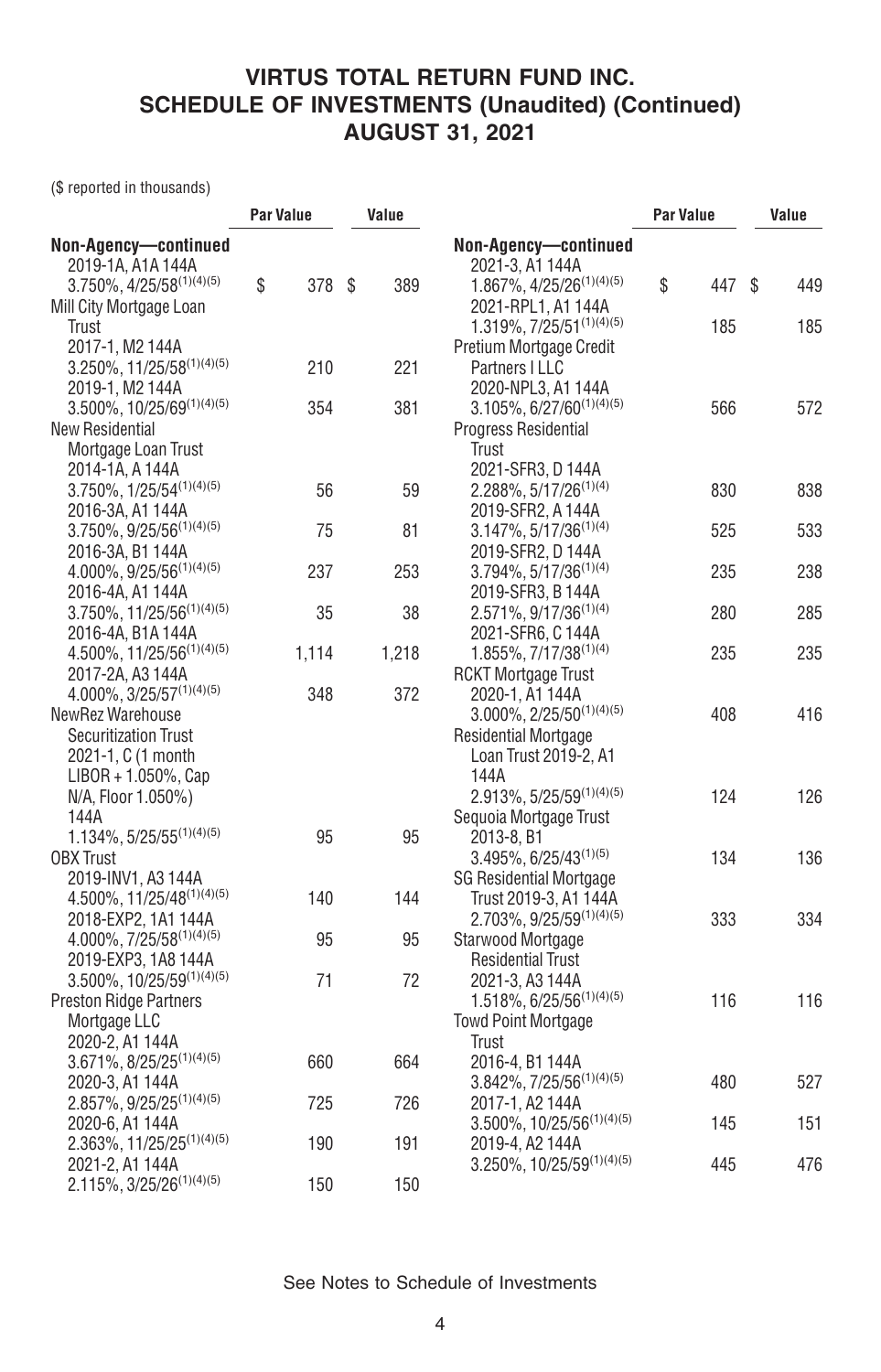# VIRTUS TOTAL RETURN FUND INC.
## SCHEDULE OF INVESTMENTS (Unaudited) (Continued)
## AUGUST 31, 2021

($ reported in thousands)

| | Par Value | Value |
|---|---|---|
| **Non-Agency—continued** | | |
| 2019-1A, A1A 144A 3.750%, 4/25/58[(1)(4)(5)] | $ 378 | $ 389 |
| Mill City Mortgage Loan Trust | | |
| 2017-1, M2 144A 3.250%, 11/25/58[(1)(4)(5)] | 210 | 221 |
| 2019-1, M2 144A 3.500%, 10/25/69[(1)(4)(5)] | 354 | 381 |
| New Residential Mortgage Loan Trust | | |
| 2014-1A, A 144A 3.750%, 1/25/54[(1)(4)(5)] | 56 | 59 |
| 2016-3A, A1 144A 3.750%, 9/25/56[(1)(4)(5)] | 75 | 81 |
| 2016-3A, B1 144A 4.000%, 9/25/56[(1)(4)(5)] | 237 | 253 |
| 2016-4A, A1 144A 3.750%, 11/25/56[(1)(4)(5)] | 35 | 38 |
| 2016-4A, B1A 144A 4.500%, 11/25/56[(1)(4)(5)] | 1,114 | 1,218 |
| 2017-2A, A3 144A 4.000%, 3/25/57[(1)(4)(5)] | 348 | 372 |
| NewRez Warehouse Securitization Trust 2021-1, C (1 month LIBOR + 1.050%, Cap N/A, Floor 1.050%) 144A 1.134%, 5/25/55[(1)(4)(5)] | 95 | 95 |
| OBX Trust | | |
| 2019-INV1, A3 144A 4.500%, 11/25/48[(1)(4)(5)] | 140 | 144 |
| 2018-EXP2, 1A1 144A 4.000%, 7/25/58[(1)(4)(5)] | 95 | 95 |
| 2019-EXP3, 1A8 144A 3.500%, 10/25/59[(1)(4)(5)] | 71 | 72 |
| Preston Ridge Partners Mortgage LLC | | |
| 2020-2, A1 144A 3.671%, 8/25/25[(1)(4)(5)] | 660 | 664 |
| 2020-3, A1 144A 2.857%, 9/25/25[(1)(4)(5)] | 725 | 726 |
| 2020-6, A1 144A 2.363%, 11/25/25[(1)(4)(5)] | 190 | 191 |
| 2021-2, A1 144A 2.115%, 3/25/26[(1)(4)(5)] | 150 | 150 |
| **Non-Agency—continued** | | |
| 2021-3, A1 144A 1.867%, 4/25/26[(1)(4)(5)] | $ 447 | $ 449 |
| 2021-RPL1, A1 144A 1.319%, 7/25/51[(1)(4)(5)] | 185 | 185 |
| Pretium Mortgage Credit Partners I LLC 2020-NPL3, A1 144A 3.105%, 6/27/60[(1)(4)(5)] | 566 | 572 |
| Progress Residential Trust | | |
| 2021-SFR3, D 144A 2.288%, 5/17/26[(1)(4)] | 830 | 838 |
| 2019-SFR2, A 144A 3.147%, 5/17/36[(1)(4)] | 525 | 533 |
| 2019-SFR2, D 144A 3.794%, 5/17/36[(1)(4)] | 235 | 238 |
| 2019-SFR3, B 144A 2.571%, 9/17/36[(1)(4)] | 280 | 285 |
| 2021-SFR6, C 144A 1.855%, 7/17/38[(1)(4)] | 235 | 235 |
| RCKT Mortgage Trust 2020-1, A1 144A 3.000%, 2/25/50[(1)(4)(5)] | 408 | 416 |
| Residential Mortgage Loan Trust 2019-2, A1 144A 2.913%, 5/25/59[(1)(4)(5)] | 124 | 126 |
| Sequoia Mortgage Trust 2013-8, B1 3.495%, 6/25/43[(1)(5)] | 134 | 136 |
| SG Residential Mortgage Trust 2019-3, A1 144A 2.703%, 9/25/59[(1)(4)(5)] | 333 | 334 |
| Starwood Mortgage Residential Trust 2021-3, A3 144A 1.518%, 6/25/56[(1)(4)(5)] | 116 | 116 |
| Towd Point Mortgage Trust | | |
| 2016-4, B1 144A 3.842%, 7/25/56[(1)(4)(5)] | 480 | 527 |
| 2017-1, A2 144A 3.500%, 10/25/56[(1)(4)(5)] | 145 | 151 |
| 2019-4, A2 144A 3.250%, 10/25/59[(1)(4)(5)] | 445 | 476 |

See Notes to Schedule of Investments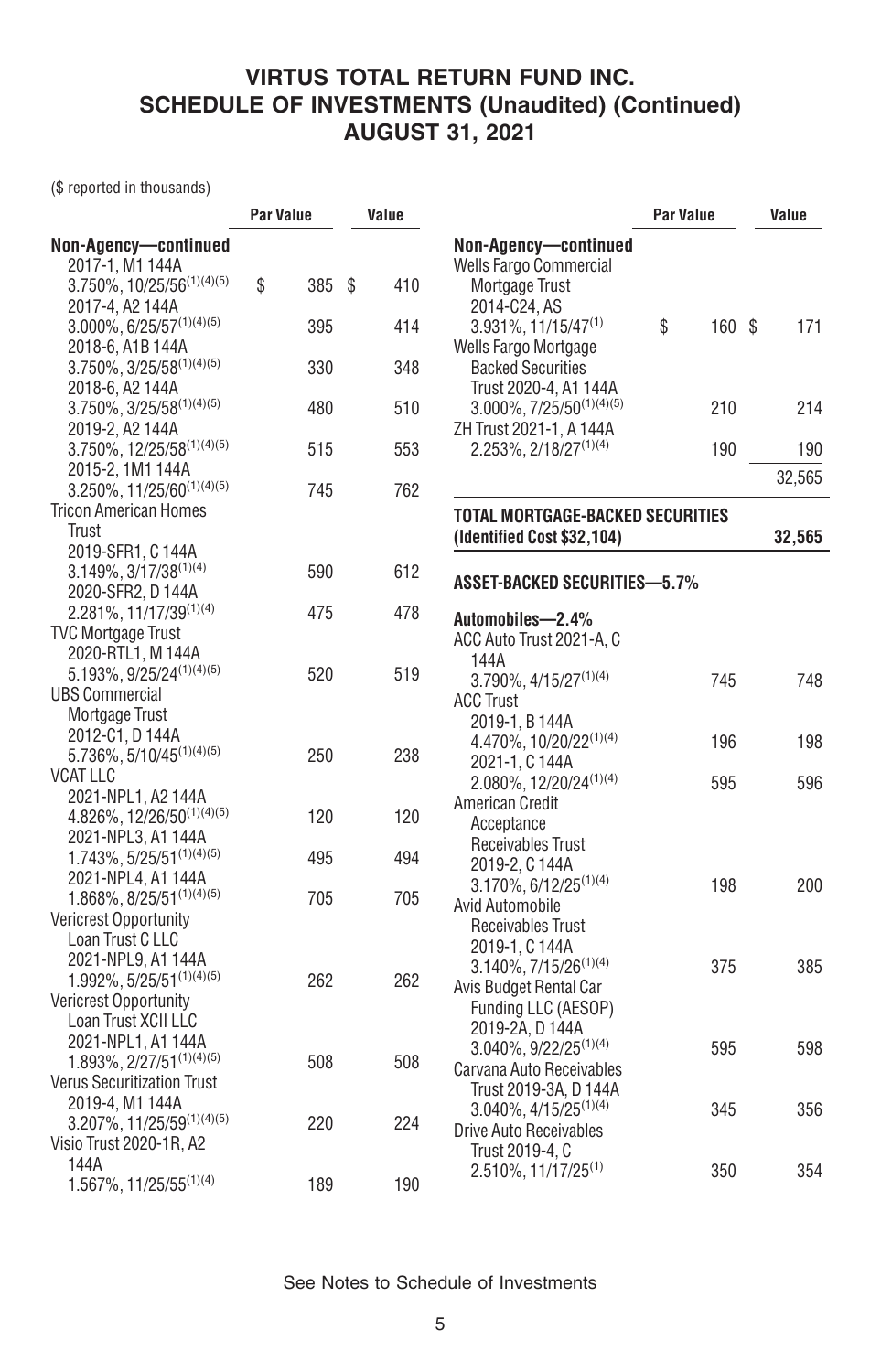# VIRTUS TOTAL RETURN FUND INC.
## SCHEDULE OF INVESTMENTS (Unaudited) (Continued)
## AUGUST 31, 2021

($ reported in thousands)

| | Par Value | Value |
|---|---|---|
| **Non-Agency—continued** | | |
| 2017-1, M1 144A 3.750%, 10/25/56[(1)(4)(5)] | $ 385 | $ 410 |
| 2017-4, A2 144A 3.000%, 6/25/57[(1)(4)(5)] | 395 | 414 |
| 2018-6, A1B 144A 3.750%, 3/25/58[(1)(4)(5)] | 330 | 348 |
| 2018-6, A2 144A 3.750%, 3/25/58[(1)(4)(5)] | 480 | 510 |
| 2019-2, A2 144A 3.750%, 12/25/58[(1)(4)(5)] | 515 | 553 |
| 2015-2, 1M1 144A 3.250%, 11/25/60[(1)(4)(5)] | 745 | 762 |
| Tricon American Homes Trust | | |
| 2019-SFR1, C 144A 3.149%, 3/17/38[(1)(4)] | 590 | 612 |
| 2020-SFR2, D 144A 2.281%, 11/17/39[(1)(4)] | 475 | 478 |
| TVC Mortgage Trust 2020-RTL1, M 144A 5.193%, 9/25/24[(1)(4)(5)] | 520 | 519 |
| UBS Commercial Mortgage Trust 2012-C1, D 144A 5.736%, 5/10/45[(1)(4)(5)] | 250 | 238 |
| VCAT LLC | | |
| 2021-NPL1, A2 144A 4.826%, 12/26/50[(1)(4)(5)] | 120 | 120 |
| 2021-NPL3, A1 144A 1.743%, 5/25/51[(1)(4)(5)] | 495 | 494 |
| 2021-NPL4, A1 144A 1.868%, 8/25/51[(1)(4)(5)] | 705 | 705 |
| Vericrest Opportunity Loan Trust C LLC 2021-NPL9, A1 144A 1.992%, 5/25/51[(1)(4)(5)] | 262 | 262 |
| Vericrest Opportunity Loan Trust XCII LLC 2021-NPL1, A1 144A 1.893%, 2/27/51[(1)(4)(5)] | 508 | 508 |
| Verus Securitization Trust 2019-4, M1 144A 3.207%, 11/25/59[(1)(4)(5)] | 220 | 224 |
| Visio Trust 2020-1R, A2 144A 1.567%, 11/25/55[(1)(4)] | 189 | 190 |
| Wells Fargo Commercial Mortgage Trust 2014-C24, AS 3.931%, 11/15/47[(1)] | $ 160 | $ 171 |
| Wells Fargo Mortgage Backed Securities Trust 2020-4, A1 144A 3.000%, 7/25/50[(1)(4)(5)] | 210 | 214 |
| ZH Trust 2021-1, A 144A 2.253%, 2/18/27[(1)(4)] | 190 | 190 |
| | | 32,565 |
| **TOTAL MORTGAGE-BACKED SECURITIES (Identified Cost $32,104)** | | **32,565** |
| **ASSET-BACKED SECURITIES—5.7%** | | |
| **Automobiles—2.4%** | | |
| ACC Auto Trust 2021-A, C 144A 3.790%, 4/15/27[(1)(4)] | 745 | 748 |
| ACC Trust | | |
| 2019-1, B 144A 4.470%, 10/20/22[(1)(4)] | 196 | 198 |
| 2021-1, C 144A 2.080%, 12/20/24[(1)(4)] | 595 | 596 |
| American Credit Acceptance Receivables Trust 2019-2, C 144A 3.170%, 6/12/25[(1)(4)] | 198 | 200 |
| Avid Automobile Receivables Trust 2019-1, C 144A 3.140%, 7/15/26[(1)(4)] | 375 | 385 |
| Avis Budget Rental Car Funding LLC (AESOP) 2019-2A, D 144A 3.040%, 9/22/25[(1)(4)] | 595 | 598 |
| Carvana Auto Receivables Trust 2019-3A, D 144A 3.040%, 4/15/25[(1)(4)] | 345 | 356 |
| Drive Auto Receivables Trust 2019-4, C 2.510%, 11/17/25[(1)] | 350 | 354 |

See Notes to Schedule of Investments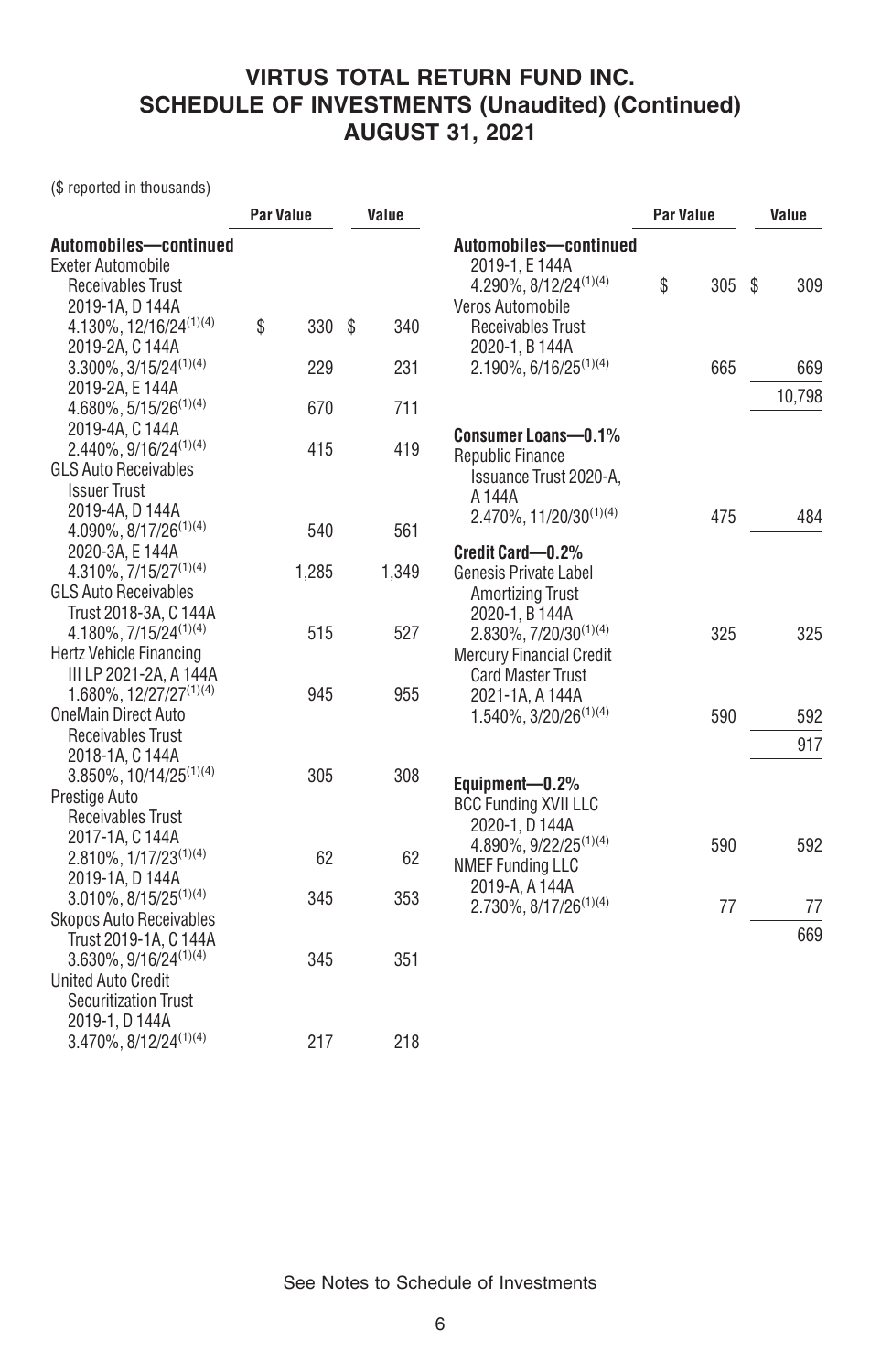($ reported in thousands)

| | Par Value | Value |
|---|---|---|
| **Automobiles—continued** | | |
| Exeter Automobile Receivables Trust | | |
| 2019-1A, D 144A 4.130%, 12/16/24[(1)(4)] | $ 330 | $ 340 |
| 2019-2A, C 144A 3.300%, 3/15/24[(1)(4)] | 229 | 231 |
| 2019-2A, E 144A 4.680%, 5/15/26[(1)(4)] | 670 | 711 |
| 2019-4A, C 144A 2.440%, 9/16/24[(1)(4)] | 415 | 419 |
| GLS Auto Receivables Issuer Trust | | |
| 2019-4A, D 144A 4.090%, 8/17/26[(1)(4)] | 540 | 561 |
| 2020-3A, E 144A 4.310%, 7/15/27[(1)(4)] | 1,285 | 1,349 |
| GLS Auto Receivables Trust 2018-3A, C 144A 4.180%, 7/15/24[(1)(4)] | 515 | 527 |
| Hertz Vehicle Financing III LP 2021-2A, A 144A 1.680%, 12/27/27[(1)(4)] | 945 | 955 |
| OneMain Direct Auto Receivables Trust 2018-1A, C 144A 3.850%, 10/14/25[(1)(4)] | 305 | 308 |
| Prestige Auto Receivables Trust | | |
| 2017-1A, C 144A 2.810%, 1/17/23[(1)(4)] | 62 | 62 |
| 2019-1A, D 144A 3.010%, 8/15/25[(1)(4)] | 345 | 353 |
| Skopos Auto Receivables Trust 2019-1A, C 144A 3.630%, 9/16/24[(1)(4)] | 345 | 351 |
| United Auto Credit Securitization Trust | | |
| 2019-1, D 144A 3.470%, 8/12/24[(1)(4)] | 217 | 218 |
| 2019-1, E 144A 4.290%, 8/12/24[(1)(4)] | $ 305 | $ 309 |
| Veros Automobile Receivables Trust 2020-1, B 144A 2.190%, 6/16/25[(1)(4)] | 665 | 669 |
| | | 10,798 |
| **Consumer Loans—0.1%** | | |
| Republic Finance Issuance Trust 2020-A, A 144A 2.470%, 11/20/30[(1)(4)] | 475 | 484 |
| **Credit Card—0.2%** | | |
| Genesis Private Label Amortizing Trust 2020-1, B 144A 2.830%, 7/20/30[(1)(4)] | 325 | 325 |
| Mercury Financial Credit Card Master Trust 2021-1A, A 144A 1.540%, 3/20/26[(1)(4)] | 590 | 592 |
| | | 917 |
| **Equipment—0.2%** | | |
| BCC Funding XVII LLC 2020-1, D 144A 4.890%, 9/22/25[(1)(4)] | 590 | 592 |
| NMEF Funding LLC 2019-A, A 144A 2.730%, 8/17/26[(1)(4)] | 77 | 77 |
| | | 669 |

See Notes to Schedule of Investments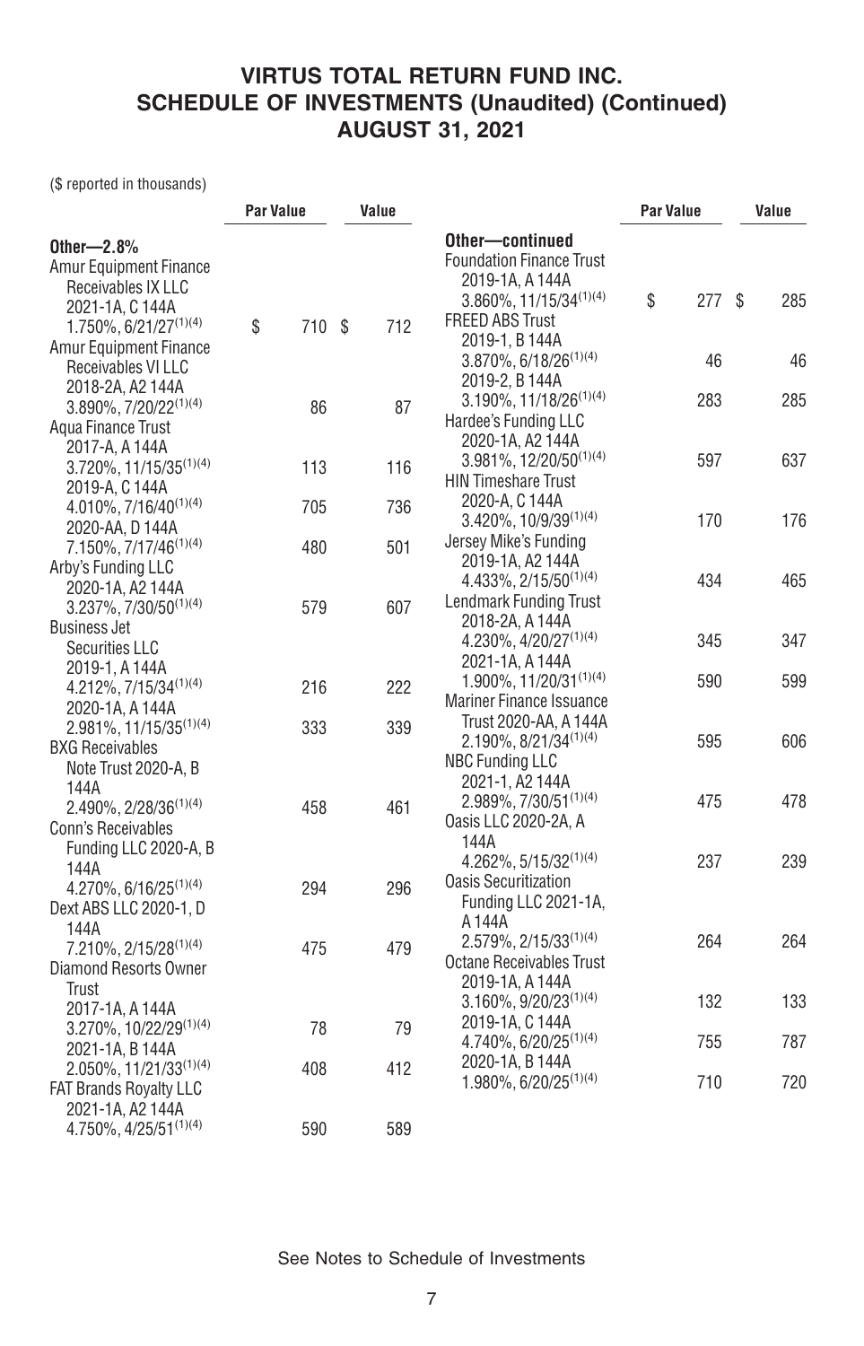# VIRTUS TOTAL RETURN FUND INC.
## SCHEDULE OF INVESTMENTS (Unaudited) (Continued)
## AUGUST 31, 2021

($ reported in thousands)

| | Par Value | Value |
|---|---|---|
| **Other—2.8%** | | |
| Amur Equipment Finance Receivables IX LLC 2021-1A, C 144A 1.750%, 6/21/27[(1)(4)] | $ 710 | $ 712 |
| Amur Equipment Finance Receivables VI LLC 2018-2A, A2 144A 3.890%, 7/20/22[(1)(4)] | 86 | 87 |
| Aqua Finance Trust | | |
| 2017-A, A 144A 3.720%, 11/15/35[(1)(4)] | 113 | 116 |
| 2019-A, C 144A 4.010%, 7/16/40[(1)(4)] | 705 | 736 |
| 2020-AA, D 144A 7.150%, 7/17/46[(1)(4)] | 480 | 501 |
| Arby's Funding LLC 2020-1A, A2 144A 3.237%, 7/30/50[(1)(4)] | 579 | 607 |
| Business Jet Securities LLC | | |
| 2019-1, A 144A 4.212%, 7/15/34[(1)(4)] | 216 | 222 |
| 2020-1A, A 144A 2.981%, 11/15/35[(1)(4)] | 333 | 339 |
| BXG Receivables Note Trust 2020-A, B 144A 2.490%, 2/28/36[(1)(4)] | 458 | 461 |
| Conn's Receivables Funding LLC 2020-A, B 144A 4.270%, 6/16/25[(1)(4)] | 294 | 296 |
| Dext ABS LLC 2020-1, D 144A 7.210%, 2/15/28[(1)(4)] | 475 | 479 |
| Diamond Resorts Owner Trust | | |
| 2017-1A, A 144A 3.270%, 10/22/29[(1)(4)] | 78 | 79 |
| 2021-1A, B 144A 2.050%, 11/21/33[(1)(4)] | 408 | 412 |
| FAT Brands Royalty LLC 2021-1A, A2 144A 4.750%, 4/25/51[(1)(4)] | 590 | 589 |
| **Other—continued** | | |
| Foundation Finance Trust 2019-1A, A 144A 3.860%, 11/15/34[(1)(4)] | $ 277 | $ 285 |
| FREED ABS Trust | | |
| 2019-1, B 144A 3.870%, 6/18/26[(1)(4)] | 46 | 46 |
| 2019-2, B 144A 3.190%, 11/18/26[(1)(4)] | 283 | 285 |
| Hardee's Funding LLC 2020-1A, A2 144A 3.981%, 12/20/50[(1)(4)] | 597 | 637 |
| HIN Timeshare Trust 2020-A, C 144A 3.420%, 10/9/39[(1)(4)] | 170 | 176 |
| Jersey Mike's Funding 2019-1A, A2 144A 4.433%, 2/15/50[(1)(4)] | 434 | 465 |
| Lendmark Funding Trust | | |
| 2018-2A, A 144A 4.230%, 4/20/27[(1)(4)] | 345 | 347 |
| 2021-1A, A 144A 1.900%, 11/20/31[(1)(4)] | 590 | 599 |
| Mariner Finance Issuance Trust 2020-AA, A 144A 2.190%, 8/21/34[(1)(4)] | 595 | 606 |
| NBC Funding LLC 2021-1, A2 144A 2.989%, 7/30/51[(1)(4)] | 475 | 478 |
| Oasis LLC 2020-2A, A 144A 4.262%, 5/15/32[(1)(4)] | 237 | 239 |
| Oasis Securitization Funding LLC 2021-1A, A 144A 2.579%, 2/15/33[(1)(4)] | 264 | 264 |
| Octane Receivables Trust | | |
| 2019-1A, A 144A 3.160%, 9/20/23[(1)(4)] | 132 | 133 |
| 2019-1A, C 144A 4.740%, 6/20/25[(1)(4)] | 755 | 787 |
| 2020-1A, B 144A 1.980%, 6/20/25[(1)(4)] | 710 | 720 |

See Notes to Schedule of Investments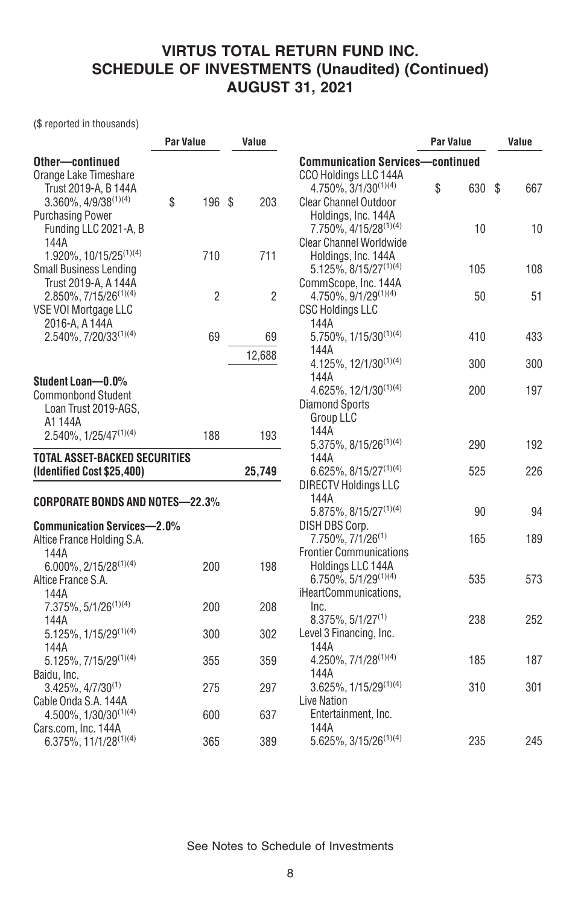# VIRTUS TOTAL RETURN FUND INC.
## SCHEDULE OF INVESTMENTS (Unaudited) (Continued)
## AUGUST 31, 2021

($ reported in thousands)

| | Par Value | Value |
|---|---|---|
| **Other—continued** | | |
| Orange Lake Timeshare Trust 2019-A, B 144A 3.360%, 4/9/38[(1)(4)] | $ 196 | $ 203 |
| Purchasing Power Funding LLC 2021-A, B 144A 1.920%, 10/15/25[(1)(4)] | 710 | 711 |
| Small Business Lending Trust 2019-A, A 144A 2.850%, 7/15/26[(1)(4)] | 2 | 2 |
| VSE VOI Mortgage LLC 2016-A, A 144A 2.540%, 7/20/33[(1)(4)] | 69 | 69 |
| | | 12,688 |
| **Student Loan—0.0%** | | |
| Commonbond Student Loan Trust 2019-AGS, A1 144A 2.540%, 1/25/47[(1)(4)] | 188 | 193 |
| **TOTAL ASSET-BACKED SECURITIES (Identified Cost $25,400)** | | **25,749** |
| **CORPORATE BONDS AND NOTES—22.3%** | | |
| **Communication Services—2.0%** | | |
| Altice France Holding S.A. 144A 6.000%, 2/15/28[(1)(4)] | 200 | 198 |
| Altice France S.A. | | |
| 144A 7.375%, 5/1/26[(1)(4)] | 200 | 208 |
| 144A 5.125%, 1/15/29[(1)(4)] | 300 | 302 |
| 144A 5.125%, 7/15/29[(1)(4)] | 355 | 359 |
| Baidu, Inc. 3.425%, 4/7/30[(1)] | 275 | 297 |
| Cable Onda S.A. 144A 4.500%, 1/30/30[(1)(4)] | 600 | 637 |
| Cars.com, Inc. 144A 6.375%, 11/1/28[(1)(4)] | 365 | 389 |

| | Par Value | Value |
|---|---|---|
| **Communication Services—continued** | | |
| CCO Holdings LLC 144A 4.750%, 3/1/30[(1)(4)] | $ 630 | $ 667 |
| Clear Channel Outdoor Holdings, Inc. 144A 7.750%, 4/15/28[(1)(4)] | 10 | 10 |
| Clear Channel Worldwide Holdings, Inc. 144A 5.125%, 8/15/27[(1)(4)] | 105 | 108 |
| CommScope, Inc. 144A 4.750%, 9/1/29[(1)(4)] | 50 | 51 |
| CSC Holdings LLC | | |
| 144A 5.750%, 1/15/30[(1)(4)] | 410 | 433 |
| 144A 4.125%, 12/1/30[(1)(4)] | 300 | 300 |
| 144A 4.625%, 12/1/30[(1)(4)] | 200 | 197 |
| Diamond Sports Group LLC | | |
| 144A 5.375%, 8/15/26[(1)(4)] | 290 | 192 |
| 144A 6.625%, 8/15/27[(1)(4)] | 525 | 226 |
| DIRECTV Holdings LLC 144A 5.875%, 8/15/27[(1)(4)] | 90 | 94 |
| DISH DBS Corp. 7.750%, 7/1/26[(1)] | 165 | 189 |
| Frontier Communications Holdings LLC 144A 6.750%, 5/1/29[(1)(4)] | 535 | 573 |
| iHeartCommunications, Inc. 8.375%, 5/1/27[(1)] | 238 | 252 |
| Level 3 Financing, Inc. | | |
| 144A 4.250%, 7/1/28[(1)(4)] | 185 | 187 |
| 144A 3.625%, 1/15/29[(1)(4)] | 310 | 301 |
| Live Nation Entertainment, Inc. 144A 5.625%, 3/15/26[(1)(4)] | 235 | 245 |

See Notes to Schedule of Investments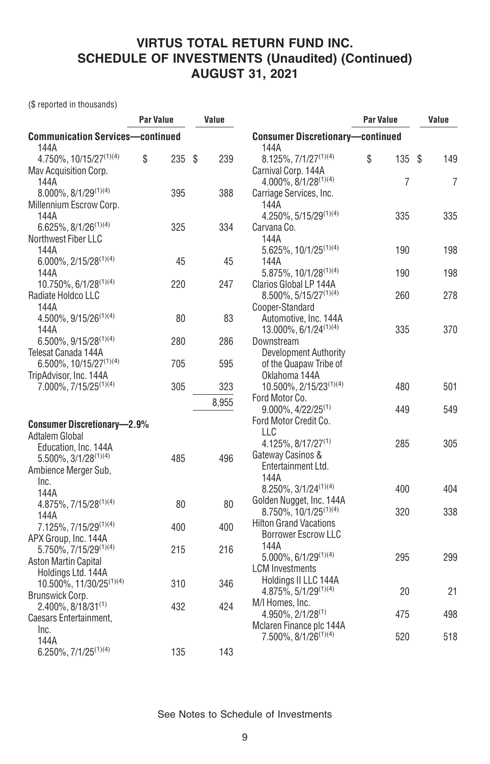# VIRTUS TOTAL RETURN FUND INC.
## SCHEDULE OF INVESTMENTS (Unaudited) (Continued)
## AUGUST 31, 2021

($ reported in thousands)

| | Par Value | Value |
|---|---|---|
| **Communication Services—continued** | | |
| 144A 4.750%, 10/15/27[1][4] | $ 235 | $ 239 |
| Mav Acquisition Corp. 144A 8.000%, 8/1/29[1][4] | 395 | 388 |
| Millennium Escrow Corp. 144A 6.625%, 8/1/26[1][4] | 325 | 334 |
| Northwest Fiber LLC 144A 6.000%, 2/15/28[1][4] | 45 | 45 |
| 144A 10.750%, 6/1/28[1][4] | 220 | 247 |
| Radiate Holdco LLC 144A 4.500%, 9/15/26[1][4] | 80 | 83 |
| 144A 6.500%, 9/15/28[1][4] | 280 | 286 |
| Telesat Canada 144A 6.500%, 10/15/27[1][4] | 705 | 595 |
| TripAdvisor, Inc. 144A 7.000%, 7/15/25[1][4] | 305 | 323 |
| | | 8,955 |
| **Consumer Discretionary—2.9%** | | |
| Adtalem Global Education, Inc. 144A 5.500%, 3/1/28[1][4] | 485 | 496 |
| Ambience Merger Sub, Inc. 144A 4.875%, 7/15/28[1][4] | 80 | 80 |
| 144A 7.125%, 7/15/29[1][4] | 400 | 400 |
| APX Group, Inc. 144A 5.750%, 7/15/29[1][4] | 215 | 216 |
| Aston Martin Capital Holdings Ltd. 144A 10.500%, 11/30/25[1][4] | 310 | 346 |
| Brunswick Corp. 2.400%, 8/18/31[1] | 432 | 424 |
| Caesars Entertainment, Inc. 144A 6.250%, 7/1/25[1][4] | 135 | 143 |
| **Consumer Discretionary—continued** | | |
| 144A 8.125%, 7/1/27[1][4] | $ 135 | $ 149 |
| Carnival Corp. 144A 4.000%, 8/1/28[1][4] | 7 | 7 |
| Carriage Services, Inc. 144A 4.250%, 5/15/29[1][4] | 335 | 335 |
| Carvana Co. 144A 5.625%, 10/1/25[1][4] | 190 | 198 |
| 144A 5.875%, 10/1/28[1][4] | 190 | 198 |
| Clarios Global LP 144A 8.500%, 5/15/27[1][4] | 260 | 278 |
| Cooper-Standard Automotive, Inc. 144A 13.000%, 6/1/24[1][4] | 335 | 370 |
| Downstream Development Authority of the Quapaw Tribe of Oklahoma 144A 10.500%, 2/15/23[1][4] | 480 | 501 |
| Ford Motor Co. 9.000%, 4/22/25[1] | 449 | 549 |
| Ford Motor Credit Co. LLC 4.125%, 8/17/27[1] | 285 | 305 |
| Gateway Casinos & Entertainment Ltd. 144A 8.250%, 3/1/24[1][4] | 400 | 404 |
| Golden Nugget, Inc. 144A 8.750%, 10/1/25[1][4] | 320 | 338 |
| Hilton Grand Vacations Borrower Escrow LLC 144A 5.000%, 6/1/29[1][4] | 295 | 299 |
| LCM Investments Holdings II LLC 144A 4.875%, 5/1/29[1][4] | 20 | 21 |
| M/I Homes, Inc. 4.950%, 2/1/28[1] | 475 | 498 |
| Mclaren Finance plc 144A 7.500%, 8/1/26[1][4] | 520 | 518 |

See Notes to Schedule of Investments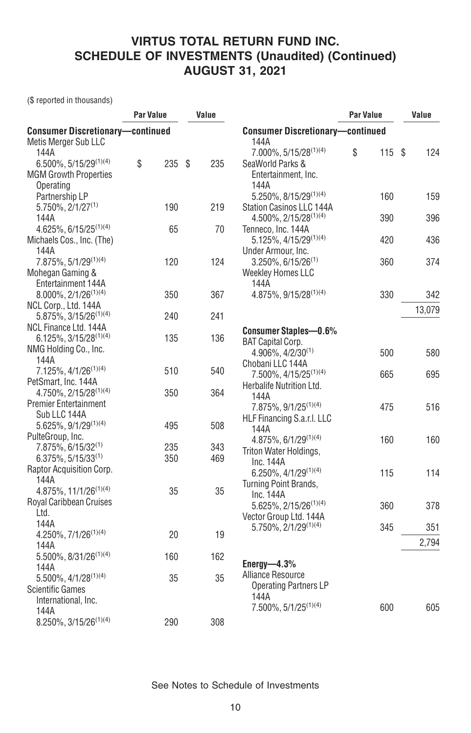# VIRTUS TOTAL RETURN FUND INC.
## SCHEDULE OF INVESTMENTS (Unaudited) (Continued)
## AUGUST 31, 2021

($ reported in thousands)

| | Par Value | Value |
|---|---|---|
| **Consumer Discretionary—continued** | | |
| Metis Merger Sub LLC 144A 6.500%, 5/15/29[1][4] | $ 235 | $ 235 |
| MGM Growth Properties Operating Partnership LP 5.750%, 2/1/27[1] | 190 | 219 |
| 144A 4.625%, 6/15/25[1][4] | 65 | 70 |
| Michaels Cos., Inc. (The) 144A 7.875%, 5/1/29[1][4] | 120 | 124 |
| Mohegan Gaming & Entertainment 144A 8.000%, 2/1/26[1][4] | 350 | 367 |
| NCL Corp., Ltd. 144A 5.875%, 3/15/26[1][4] | 240 | 241 |
| NCL Finance Ltd. 144A 6.125%, 3/15/28[1][4] | 135 | 136 |
| NMG Holding Co., Inc. 144A 7.125%, 4/1/26[1][4] | 510 | 540 |
| PetSmart, Inc. 144A 4.750%, 2/15/28[1][4] | 350 | 364 |
| Premier Entertainment Sub LLC 144A 5.625%, 9/1/29[1][4] | 495 | 508 |
| PulteGroup, Inc. 7.875%, 6/15/32[1] | 235 | 343 |
| 6.375%, 5/15/33[1] | 350 | 469 |
| Raptor Acquisition Corp. 144A 4.875%, 11/1/26[1][4] | 35 | 35 |
| Royal Caribbean Cruises Ltd. 144A 4.250%, 7/1/26[1][4] | 20 | 19 |
| 144A 5.500%, 8/31/26[1][4] | 160 | 162 |
| 144A 5.500%, 4/1/28[1][4] | 35 | 35 |
| Scientific Games International, Inc. 144A 8.250%, 3/15/26[1][4] | 290 | 308 |
| 144A 7.000%, 5/15/28[1][4] | $ 115 | $ 124 |
| SeaWorld Parks & Entertainment, Inc. 144A 5.250%, 8/15/29[1][4] | 160 | 159 |
| Station Casinos LLC 144A 4.500%, 2/15/28[1][4] | 390 | 396 |
| Tenneco, Inc. 144A 5.125%, 4/15/29[1][4] | 420 | 436 |
| Under Armour, Inc. 3.250%, 6/15/26[1] | 360 | 374 |
| Weekley Homes LLC 144A 4.875%, 9/15/28[1][4] | 330 | 342 |
| | | 13,079 |
| **Consumer Staples—0.6%** | | |
| BAT Capital Corp. 4.906%, 4/2/30[1] | 500 | 580 |
| Chobani LLC 144A 7.500%, 4/15/25[1][4] | 665 | 695 |
| Herbalife Nutrition Ltd. 144A 7.875%, 9/1/25[1][4] | 475 | 516 |
| HLF Financing S.a.r.l. LLC 144A 4.875%, 6/1/29[1][4] | 160 | 160 |
| Triton Water Holdings, Inc. 144A 6.250%, 4/1/29[1][4] | 115 | 114 |
| Turning Point Brands, Inc. 144A 5.625%, 2/15/26[1][4] | 360 | 378 |
| Vector Group Ltd. 144A 5.750%, 2/1/29[1][4] | 345 | 351 |
| | | 2,794 |
| **Energy—4.3%** | | |
| Alliance Resource Operating Partners LP 144A 7.500%, 5/1/25[1][4] | 600 | 605 |

See Notes to Schedule of Investments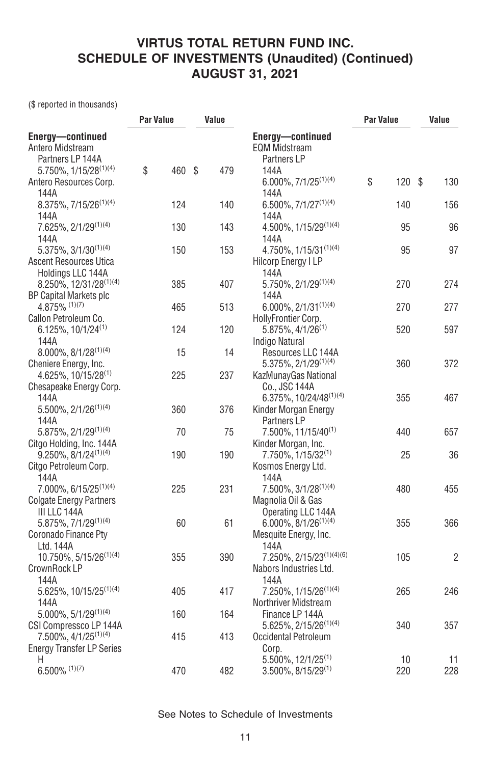# VIRTUS TOTAL RETURN FUND INC.
## SCHEDULE OF INVESTMENTS (Unaudited) (Continued)
## AUGUST 31, 2021

($ reported in thousands)

| | Par Value | Value |
|---|---|---|
| **Energy—continued** | | |
| Antero Midstream Partners LP 144A 5.750%, 1/15/28[1][4] | $ 460 | $ 479 |
| Antero Resources Corp. | | |
| 144A 8.375%, 7/15/26[1][4] | 124 | 140 |
| 144A 7.625%, 2/1/29[1][4] | 130 | 143 |
| 144A 5.375%, 3/1/30[1][4] | 150 | 153 |
| Ascent Resources Utica Holdings LLC 144A 8.250%, 12/31/28[1][4] | 385 | 407 |
| BP Capital Markets plc 4.875%[1][7] | 465 | 513 |
| Callon Petroleum Co. | | |
| 6.125%, 10/1/24[1] | 124 | 120 |
| 144A 8.000%, 8/1/28[1][4] | 15 | 14 |
| Cheniere Energy, Inc. 4.625%, 10/15/28[1] | 225 | 237 |
| Chesapeake Energy Corp. | | |
| 144A 5.500%, 2/1/26[1][4] | 360 | 376 |
| 144A 5.875%, 2/1/29[1][4] | 70 | 75 |
| Citgo Holding, Inc. 144A 9.250%, 8/1/24[1][4] | 190 | 190 |
| Citgo Petroleum Corp. 144A 7.000%, 6/15/25[1][4] | 225 | 231 |
| Colgate Energy Partners III LLC 144A 5.875%, 7/1/29[1][4] | 60 | 61 |
| Coronado Finance Pty Ltd. 144A 10.750%, 5/15/26[1][4] | 355 | 390 |
| CrownRock LP | | |
| 144A 5.625%, 10/15/25[1][4] | 405 | 417 |
| 144A 5.000%, 5/1/29[1][4] | 160 | 164 |
| CSI Compressco LP 144A 7.500%, 4/1/25[1][4] | 415 | 413 |
| Energy Transfer LP Series H 6.500%[1][7] | 470 | 482 |
| EQM Midstream Partners LP | | |
| 144A 6.000%, 7/1/25[1][4] | $ 120 | $ 130 |
| 144A 6.500%, 7/1/27[1][4] | 140 | 156 |
| 144A 4.500%, 1/15/29[1][4] | 95 | 96 |
| 144A 4.750%, 1/15/31[1][4] | 95 | 97 |
| Hilcorp Energy I LP | | |
| 144A 5.750%, 2/1/29[1][4] | 270 | 274 |
| 144A 6.000%, 2/1/31[1][4] | 270 | 277 |
| HollyFrontier Corp. 5.875%, 4/1/26[1] | 520 | 597 |
| Indigo Natural Resources LLC 144A 5.375%, 2/1/29[1][4] | 360 | 372 |
| KazMunayGas National Co., JSC 144A 6.375%, 10/24/48[1][4] | 355 | 467 |
| Kinder Morgan Energy Partners LP 7.500%, 11/15/40[1] | 440 | 657 |
| Kinder Morgan, Inc. 7.750%, 1/15/32[1] | 25 | 36 |
| Kosmos Energy Ltd. 144A 7.500%, 3/1/28[1][4] | 480 | 455 |
| Magnolia Oil & Gas Operating LLC 144A 6.000%, 8/1/26[1][4] | 355 | 366 |
| Mesquite Energy, Inc. 144A 7.250%, 2/15/23[1][4][6] | 105 | 2 |
| Nabors Industries Ltd. 144A 7.250%, 1/15/26[1][4] | 265 | 246 |
| Northriver Midstream Finance LP 144A 5.625%, 2/15/26[1][4] | 340 | 357 |
| Occidental Petroleum Corp. | | |
| 5.500%, 12/1/25[1] | 10 | 11 |
| 3.500%, 8/15/29[1] | 220 | 228 |

See Notes to Schedule of Investments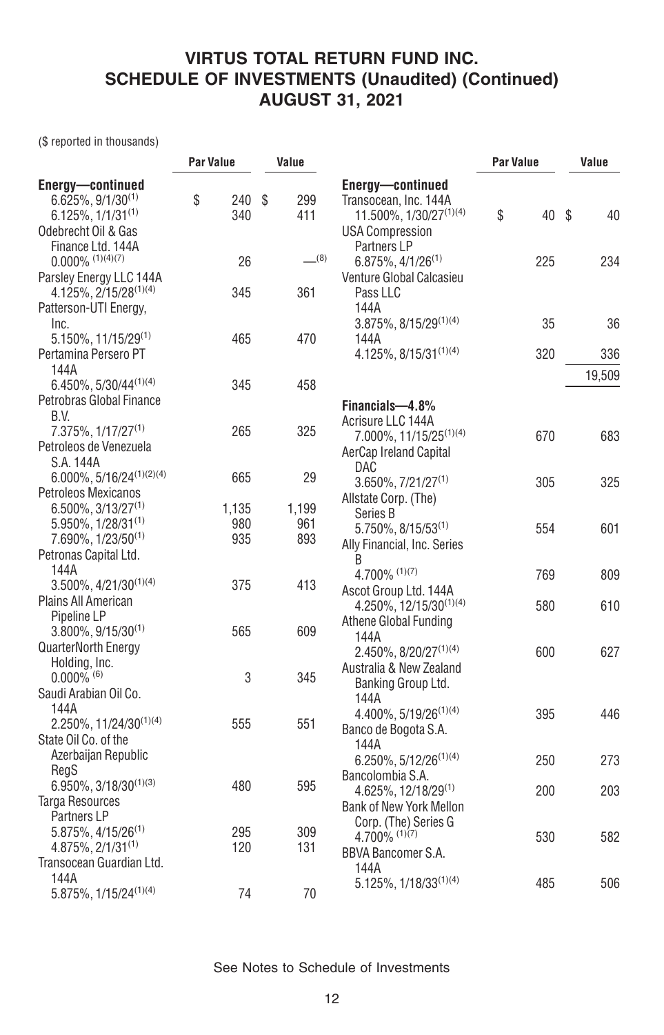# VIRTUS TOTAL RETURN FUND INC.
## SCHEDULE OF INVESTMENTS (Unaudited) (Continued)
## AUGUST 31, 2021

($ reported in thousands)

| | Par Value | Value |
|---|---|---|
| **Energy—continued** | | |
| 6.625%, 9/1/30[1] | $ 240 | $ 299 |
| 6.125%, 1/1/31[1] | 340 | 411 |
| Odebrecht Oil & Gas Finance Ltd. 144A | | |
| 0.000% [1][4][7] | 26 | —[8] |
| Parsley Energy LLC 144A | | |
| 4.125%, 2/15/28[1][4] | 345 | 361 |
| Patterson-UTI Energy, Inc. | | |
| 5.150%, 11/15/29[1] | 465 | 470 |
| Pertamina Persero PT 144A | | |
| 6.450%, 5/30/44[1][4] | 345 | 458 |
| Petrobras Global Finance B.V. | | |
| 7.375%, 1/17/27[1] | 265 | 325 |
| Petroleos de Venezuela S.A. 144A | | |
| 6.000%, 5/16/24[1][2][4] | 665 | 29 |
| Petroleos Mexicanos | | |
| 6.500%, 3/13/27[1] | 1,135 | 1,199 |
| 5.950%, 1/28/31[1] | 980 | 961 |
| 7.690%, 1/23/50[1] | 935 | 893 |
| Petronas Capital Ltd. 144A | | |
| 3.500%, 4/21/30[1][4] | 375 | 413 |
| Plains All American Pipeline LP | | |
| 3.800%, 9/15/30[1] | 565 | 609 |
| QuarterNorth Energy Holding, Inc. | | |
| 0.000% [6] | 3 | 345 |
| Saudi Arabian Oil Co. 144A | | |
| 2.250%, 11/24/30[1][4] | 555 | 551 |
| State Oil Co. of the Azerbaijan Republic RegS | | |
| 6.950%, 3/18/30[1][3] | 480 | 595 |
| Targa Resources Partners LP | | |
| 5.875%, 4/15/26[1] | 295 | 309 |
| 4.875%, 2/1/31[1] | 120 | 131 |
| Transocean Guardian Ltd. 144A | | |
| 5.875%, 1/15/24[1][4] | 74 | 70 |
| Transocean, Inc. 144A | | |
| 11.500%, 1/30/27[1][4] | $ 40 | $ 40 |
| USA Compression Partners LP | | |
| 6.875%, 4/1/26[1] | 225 | 234 |
| Venture Global Calcasieu Pass LLC | | |
| 144A 3.875%, 8/15/29[1][4] | 35 | 36 |
| 144A 4.125%, 8/15/31[1][4] | 320 | 336 |
| | | 19,509 |
| **Financials—4.8%** | | |
| Acrisure LLC 144A | | |
| 7.000%, 11/15/25[1][4] | 670 | 683 |
| AerCap Ireland Capital DAC | | |
| 3.650%, 7/21/27[1] | 305 | 325 |
| Allstate Corp. (The) Series B | | |
| 5.750%, 8/15/53[1] | 554 | 601 |
| Ally Financial, Inc. Series B | | |
| 4.700% [1][7] | 769 | 809 |
| Ascot Group Ltd. 144A | | |
| 4.250%, 12/15/30[1][4] | 580 | 610 |
| Athene Global Funding 144A | | |
| 2.450%, 8/20/27[1][4] | 600 | 627 |
| Australia & New Zealand Banking Group Ltd. 144A | | |
| 4.400%, 5/19/26[1][4] | 395 | 446 |
| Banco de Bogota S.A. 144A | | |
| 6.250%, 5/12/26[1][4] | 250 | 273 |
| Bancolombia S.A. | | |
| 4.625%, 12/18/29[1] | 200 | 203 |
| Bank of New York Mellon Corp. (The) Series G | | |
| 4.700% [1][7] | 530 | 582 |
| BBVA Bancomer S.A. 144A | | |
| 5.125%, 1/18/33[1][4] | 485 | 506 |

See Notes to Schedule of Investments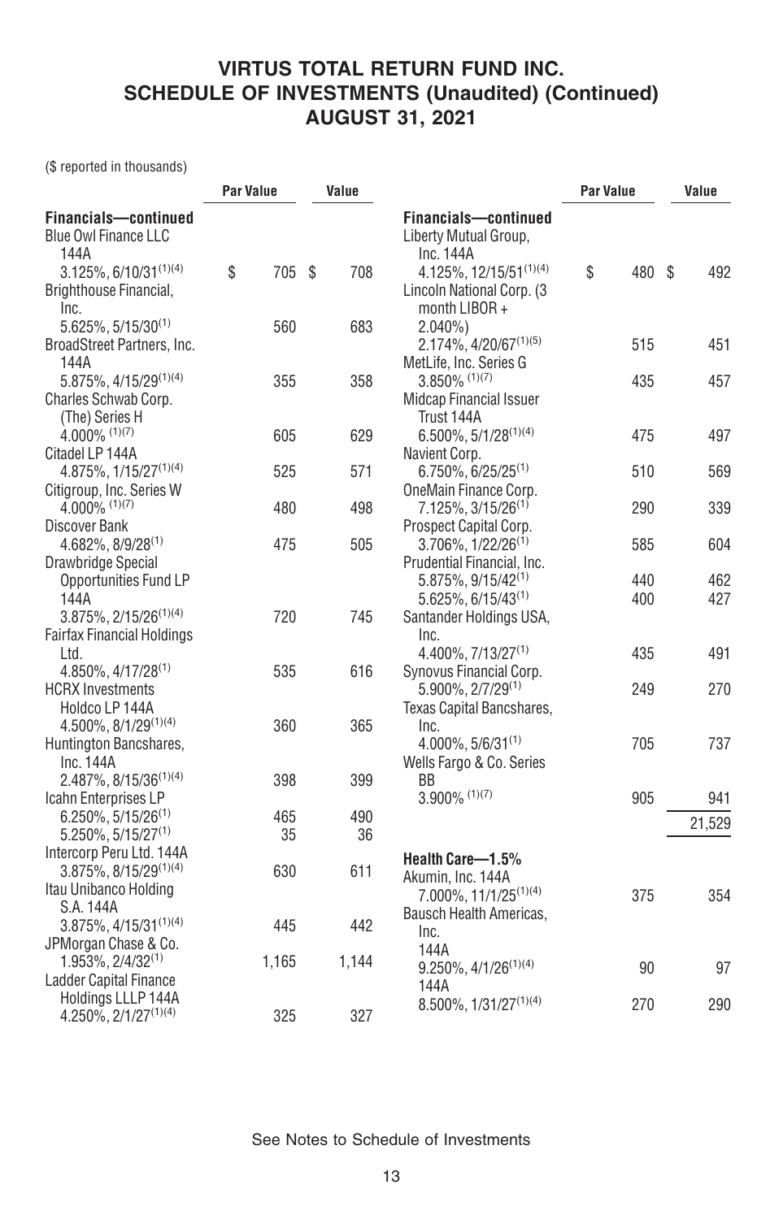# VIRTUS TOTAL RETURN FUND INC.
## SCHEDULE OF INVESTMENTS (Unaudited) (Continued)
## AUGUST 31, 2021

($ reported in thousands)

| | Par Value | Value |
|---|---|---|
| **Financials—continued** | | |
| Blue Owl Finance LLC 144A 3.125%, 6/10/31[(1)(4)] | $ 705 | $ 708 |
| Brighthouse Financial, Inc. 5.625%, 5/15/30[(1)] | 560 | 683 |
| BroadStreet Partners, Inc. 144A 5.875%, 4/15/29[(1)(4)] | 355 | 358 |
| Charles Schwab Corp. (The) Series H 4.000% [(1)(7)] | 605 | 629 |
| Citadel LP 144A 4.875%, 1/15/27[(1)(4)] | 525 | 571 |
| Citigroup, Inc. Series W 4.000% [(1)(7)] | 480 | 498 |
| Discover Bank 4.682%, 8/9/28[(1)] | 475 | 505 |
| Drawbridge Special Opportunities Fund LP 144A 3.875%, 2/15/26[(1)(4)] | 720 | 745 |
| Fairfax Financial Holdings Ltd. 4.850%, 4/17/28[(1)] | 535 | 616 |
| HCRX Investments Holdco LP 144A 4.500%, 8/1/29[(1)(4)] | 360 | 365 |
| Huntington Bancshares, Inc. 144A 2.487%, 8/15/36[(1)(4)] | 398 | 399 |
| Icahn Enterprises LP | | |
| 6.250%, 5/15/26[(1)] | 465 | 490 |
| 5.250%, 5/15/27[(1)] | 35 | 36 |
| Intercorp Peru Ltd. 144A 3.875%, 8/15/29[(1)(4)] | 630 | 611 |
| Itau Unibanco Holding S.A. 144A 3.875%, 4/15/31[(1)(4)] | 445 | 442 |
| JPMorgan Chase & Co. 1.953%, 2/4/32[(1)] | 1,165 | 1,144 |
| Ladder Capital Finance Holdings LLLP 144A 4.250%, 2/1/27[(1)(4)] | 325 | 327 |
| Liberty Mutual Group, Inc. 144A 4.125%, 12/15/51[(1)(4)] | $ 480 | $ 492 |
| Lincoln National Corp. (3 month LIBOR + 2.040%) 2.174%, 4/20/67[(1)(5)] | 515 | 451 |
| MetLife, Inc. Series G 3.850% [(1)(7)] | 435 | 457 |
| Midcap Financial Issuer Trust 144A 6.500%, 5/1/28[(1)(4)] | 475 | 497 |
| Navient Corp. 6.750%, 6/25/25[(1)] | 510 | 569 |
| OneMain Finance Corp. 7.125%, 3/15/26[(1)] | 290 | 339 |
| Prospect Capital Corp. 3.706%, 1/22/26[(1)] | 585 | 604 |
| Prudential Financial, Inc. | | |
| 5.875%, 9/15/42[(1)] | 440 | 462 |
| 5.625%, 6/15/43[(1)] | 400 | 427 |
| Santander Holdings USA, Inc. 4.400%, 7/13/27[(1)] | 435 | 491 |
| Synovus Financial Corp. 5.900%, 2/7/29[(1)] | 249 | 270 |
| Texas Capital Bancshares, Inc. 4.000%, 5/6/31[(1)] | 705 | 737 |
| Wells Fargo & Co. Series BB 3.900% [(1)(7)] | 905 | 941 |
| | | 21,529 |
| **Health Care—1.5%** | | |
| Akumin, Inc. 144A 7.000%, 11/1/25[(1)(4)] | 375 | 354 |
| Bausch Health Americas, Inc. | | |
| 144A 9.250%, 4/1/26[(1)(4)] | 90 | 97 |
| 144A 8.500%, 1/31/27[(1)(4)] | 270 | 290 |

See Notes to Schedule of Investments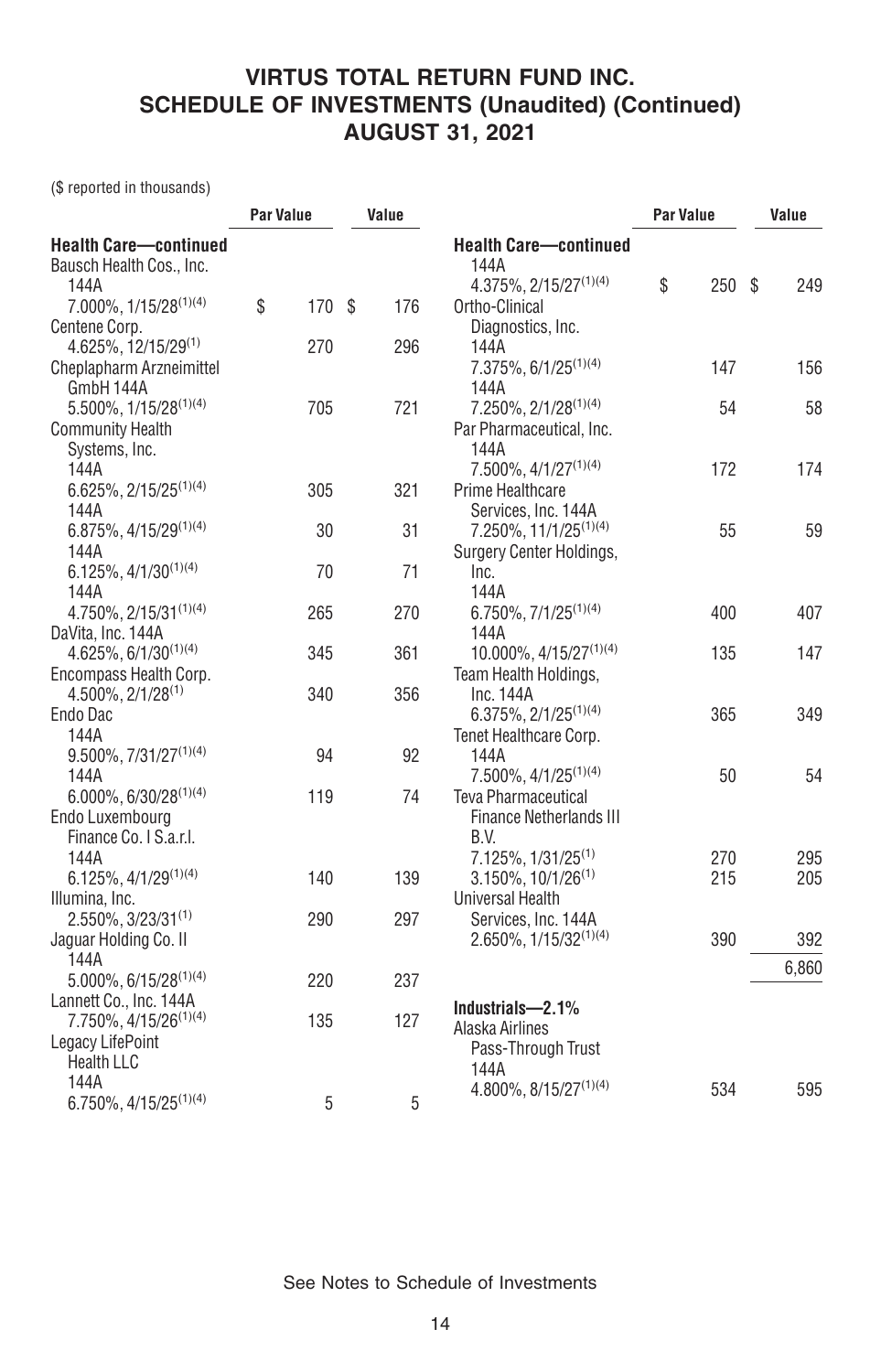# VIRTUS TOTAL RETURN FUND INC.
## SCHEDULE OF INVESTMENTS (Unaudited) (Continued)
## AUGUST 31, 2021

($ reported in thousands)

| | Par Value | Value |
|---|---|---|
| **Health Care—continued** | | |
| Bausch Health Cos., Inc. 144A 7.000%, 1/15/28[1][4] | $ 170 | $ 176 |
| Centene Corp. 4.625%, 12/15/29[1] | 270 | 296 |
| Cheplapharm Arzneimittel GmbH 144A 5.500%, 1/15/28[1][4] | 705 | 721 |
| Community Health Systems, Inc. | | |
| 144A 6.625%, 2/15/25[1][4] | 305 | 321 |
| 144A 6.875%, 4/15/29[1][4] | 30 | 31 |
| 144A 6.125%, 4/1/30[1][4] | 70 | 71 |
| 144A 4.750%, 2/15/31[1][4] | 265 | 270 |
| DaVita, Inc. 144A 4.625%, 6/1/30[1][4] | 345 | 361 |
| Encompass Health Corp. 4.500%, 2/1/28[1] | 340 | 356 |
| Endo Dac | | |
| 144A 9.500%, 7/31/27[1][4] | 94 | 92 |
| 144A 6.000%, 6/30/28[1][4] | 119 | 74 |
| Endo Luxembourg Finance Co. I S.a.r.l. 144A 6.125%, 4/1/29[1][4] | 140 | 139 |
| Illumina, Inc. 2.550%, 3/23/31[1] | 290 | 297 |
| Jaguar Holding Co. II 144A 5.000%, 6/15/28[1][4] | 220 | 237 |
| Lannett Co., Inc. 144A 7.750%, 4/15/26[1][4] | 135 | 127 |
| Legacy LifePoint Health LLC | | |
| 144A 6.750%, 4/15/25[1][4] | 5 | 5 |
| 144A 4.375%, 2/15/27[1][4] | $ 250 | $ 249 |
| Ortho-Clinical Diagnostics, Inc. | | |
| 144A 7.375%, 6/1/25[1][4] | 147 | 156 |
| 144A 7.250%, 2/1/28[1][4] | 54 | 58 |
| Par Pharmaceutical, Inc. 144A 7.500%, 4/1/27[1][4] | 172 | 174 |
| Prime Healthcare Services, Inc. 144A 7.250%, 11/1/25[1][4] | 55 | 59 |
| Surgery Center Holdings, Inc. | | |
| 144A 6.750%, 7/1/25[1][4] | 400 | 407 |
| 144A 10.000%, 4/15/27[1][4] | 135 | 147 |
| Team Health Holdings, Inc. 144A 6.375%, 2/1/25[1][4] | 365 | 349 |
| Tenet Healthcare Corp. 144A 7.500%, 4/1/25[1][4] | 50 | 54 |
| Teva Pharmaceutical Finance Netherlands III B.V. | | |
| 7.125%, 1/31/25[1] | 270 | 295 |
| 3.150%, 10/1/26[1] | 215 | 205 |
| Universal Health Services, Inc. 144A 2.650%, 1/15/32[1][4] | 390 | 392 |
| | | 6,860 |
| **Industrials—2.1%** | | |
| Alaska Airlines Pass-Through Trust 144A 4.800%, 8/15/27[1][4] | 534 | 595 |

See Notes to Schedule of Investments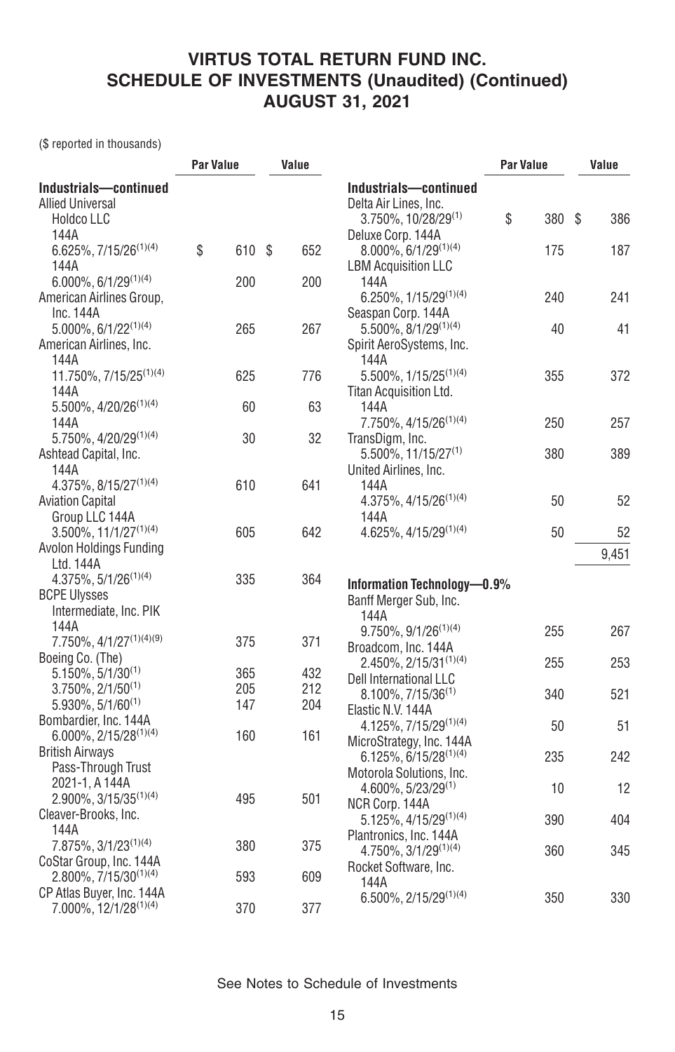# VIRTUS TOTAL RETURN FUND INC.
## SCHEDULE OF INVESTMENTS (Unaudited) (Continued)
## AUGUST 31, 2021

($ reported in thousands)

| | Par Value | Value |
|---|---|---|
| **Industrials—continued** | | |
| Allied Universal Holdco LLC | | |
| 144A 6.625%, 7/15/26[(1)(4)] | $ 610 | $ 652 |
| 144A 6.000%, 6/1/29[(1)(4)] | 200 | 200 |
| American Airlines Group, Inc. 144A 5.000%, 6/1/22[(1)(4)] | 265 | 267 |
| American Airlines, Inc. | | |
| 144A 11.750%, 7/15/25[(1)(4)] | 625 | 776 |
| 144A 5.500%, 4/20/26[(1)(4)] | 60 | 63 |
| 144A 5.750%, 4/20/29[(1)(4)] | 30 | 32 |
| Ashtead Capital, Inc. 144A 4.375%, 8/15/27[(1)(4)] | 610 | 641 |
| Aviation Capital Group LLC 144A 3.500%, 11/1/27[(1)(4)] | 605 | 642 |
| Avolon Holdings Funding Ltd. 144A 4.375%, 5/1/26[(1)(4)] | 335 | 364 |
| BCPE Ulysses Intermediate, Inc. PIK 144A 7.750%, 4/1/27[(1)(4)(9)] | 375 | 371 |
| Boeing Co. (The) | | |
| 5.150%, 5/1/30[(1)] | 365 | 432 |
| 3.750%, 2/1/50[(1)] | 205 | 212 |
| 5.930%, 5/1/60[(1)] | 147 | 204 |
| Bombardier, Inc. 144A 6.000%, 2/15/28[(1)(4)] | 160 | 161 |
| British Airways Pass-Through Trust 2021-1, A 144A 2.900%, 3/15/35[(1)(4)] | 495 | 501 |
| Cleaver-Brooks, Inc. 144A 7.875%, 3/1/23[(1)(4)] | 380 | 375 |
| CoStar Group, Inc. 144A 2.800%, 7/15/30[(1)(4)] | 593 | 609 |
| CP Atlas Buyer, Inc. 144A 7.000%, 12/1/28[(1)(4)] | 370 | 377 |
| Delta Air Lines, Inc. 3.750%, 10/28/29[(1)] | $ 380 | $ 386 |
| Deluxe Corp. 144A 8.000%, 6/1/29[(1)(4)] | 175 | 187 |
| LBM Acquisition LLC 144A 6.250%, 1/15/29[(1)(4)] | 240 | 241 |
| Seaspan Corp. 144A 5.500%, 8/1/29[(1)(4)] | 40 | 41 |
| Spirit AeroSystems, Inc. 144A 5.500%, 1/15/25[(1)(4)] | 355 | 372 |
| Titan Acquisition Ltd. 144A 7.750%, 4/15/26[(1)(4)] | 250 | 257 |
| TransDigm, Inc. 5.500%, 11/15/27[(1)] | 380 | 389 |
| United Airlines, Inc. | | |
| 144A 4.375%, 4/15/26[(1)(4)] | 50 | 52 |
| 144A 4.625%, 4/15/29[(1)(4)] | 50 | 52 |
| | | 9,451 |
| **Information Technology—0.9%** | | |
| Banff Merger Sub, Inc. 144A 9.750%, 9/1/26[(1)(4)] | 255 | 267 |
| Broadcom, Inc. 144A 2.450%, 2/15/31[(1)(4)] | 255 | 253 |
| Dell International LLC 8.100%, 7/15/36[(1)] | 340 | 521 |
| Elastic N.V. 144A 4.125%, 7/15/29[(1)(4)] | 50 | 51 |
| MicroStrategy, Inc. 144A 6.125%, 6/15/28[(1)(4)] | 235 | 242 |
| Motorola Solutions, Inc. 4.600%, 5/23/29[(1)] | 10 | 12 |
| NCR Corp. 144A 5.125%, 4/15/29[(1)(4)] | 390 | 404 |
| Plantronics, Inc. 144A 4.750%, 3/1/29[(1)(4)] | 360 | 345 |
| Rocket Software, Inc. 144A 6.500%, 2/15/29[(1)(4)] | 350 | 330 |

See Notes to Schedule of Investments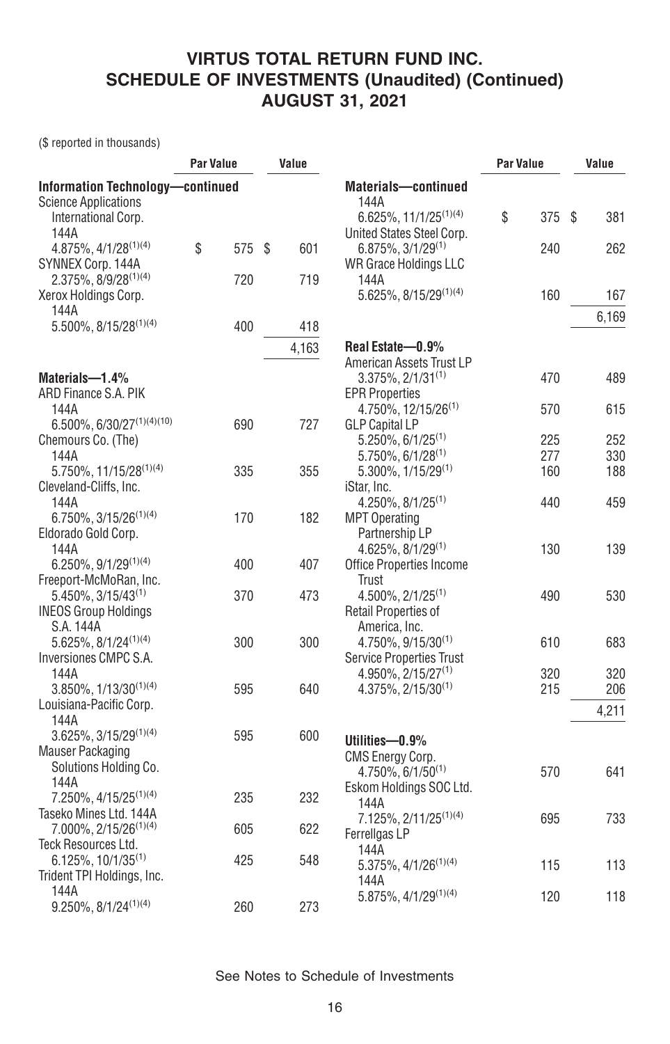# VIRTUS TOTAL RETURN FUND INC.
## SCHEDULE OF INVESTMENTS (Unaudited) (Continued)
## AUGUST 31, 2021

($ reported in thousands)

| | Par Value | Value |
|---|---|---|
| **Information Technology—continued** | | |
| Science Applications International Corp. 144A 4.875%, 4/1/28[(1)(4)] | $ 575 | $ 601 |
| SYNNEX Corp. 144A 2.375%, 8/9/28[(1)(4)] | 720 | 719 |
| Xerox Holdings Corp. 144A 5.500%, 8/15/28[(1)(4)] | 400 | 418 |
| | | 4,163 |
| **Materials—1.4%** | | |
| ARD Finance S.A. PIK 144A 6.500%, 6/30/27[(1)(4)(10)] | 690 | 727 |
| Chemours Co. (The) 144A 5.750%, 11/15/28[(1)(4)] | 335 | 355 |
| Cleveland-Cliffs, Inc. 144A 6.750%, 3/15/26[(1)(4)] | 170 | 182 |
| Eldorado Gold Corp. 144A 6.250%, 9/1/29[(1)(4)] | 400 | 407 |
| Freeport-McMoRan, Inc. 5.450%, 3/15/43[(1)] | 370 | 473 |
| INEOS Group Holdings S.A. 144A 5.625%, 8/1/24[(1)(4)] | 300 | 300 |
| Inversiones CMPC S.A. 144A 3.850%, 1/13/30[(1)(4)] | 595 | 640 |
| Louisiana-Pacific Corp. 144A 3.625%, 3/15/29[(1)(4)] | 595 | 600 |
| Mauser Packaging Solutions Holding Co. 144A 7.250%, 4/15/25[(1)(4)] | 235 | 232 |
| Taseko Mines Ltd. 144A 7.000%, 2/15/26[(1)(4)] | 605 | 622 |
| Teck Resources Ltd. 6.125%, 10/1/35[(1)] | 425 | 548 |
| Trident TPI Holdings, Inc. 144A 9.250%, 8/1/24[(1)(4)] | 260 | 273 |
| **Materials—continued** | | |
| 144A 6.625%, 11/1/25[(1)(4)] | $ 375 | $ 381 |
| United States Steel Corp. 6.875%, 3/1/29[(1)] | 240 | 262 |
| WR Grace Holdings LLC 144A 5.625%, 8/15/29[(1)(4)] | 160 | 167 |
| | | 6,169 |
| **Real Estate—0.9%** | | |
| American Assets Trust LP 3.375%, 2/1/31[(1)] | 470 | 489 |
| EPR Properties 4.750%, 12/15/26[(1)] | 570 | 615 |
| GLP Capital LP | | |
| 5.250%, 6/1/25[(1)] | 225 | 252 |
| 5.750%, 6/1/28[(1)] | 277 | 330 |
| 5.300%, 1/15/29[(1)] | 160 | 188 |
| iStar, Inc. 4.250%, 8/1/25[(1)] | 440 | 459 |
| MPT Operating Partnership LP 4.625%, 8/1/29[(1)] | 130 | 139 |
| Office Properties Income Trust 4.500%, 2/1/25[(1)] | 490 | 530 |
| Retail Properties of America, Inc. 4.750%, 9/15/30[(1)] | 610 | 683 |
| Service Properties Trust | | |
| 4.950%, 2/15/27[(1)] | 320 | 320 |
| 4.375%, 2/15/30[(1)] | 215 | 206 |
| | | 4,211 |
| **Utilities—0.9%** | | |
| CMS Energy Corp. 4.750%, 6/1/50[(1)] | 570 | 641 |
| Eskom Holdings SOC Ltd. 144A 7.125%, 2/11/25[(1)(4)] | 695 | 733 |
| Ferrellgas LP | | |
| 144A 5.375%, 4/1/26[(1)(4)] | 115 | 113 |
| 144A 5.875%, 4/1/29[(1)(4)] | 120 | 118 |

See Notes to Schedule of Investments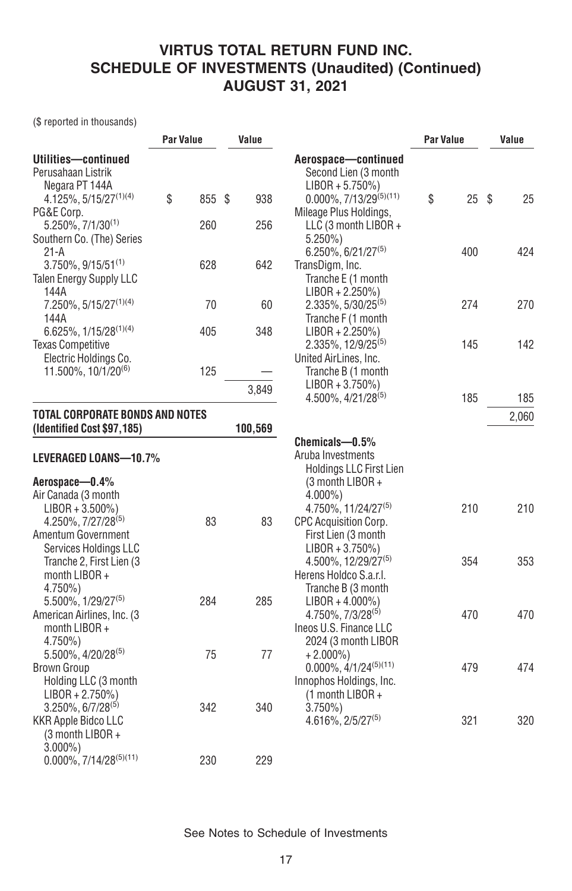# VIRTUS TOTAL RETURN FUND INC.
## SCHEDULE OF INVESTMENTS (Unaudited) (Continued)
## AUGUST 31, 2021

($ reported in thousands)

| | Par Value | Value |
|---|---|---|
| **Utilities—continued** | | |
| Perusahaan Listrik Negara PT 144A 4.125%, 5/15/27[1][4] | $ 855 | $ 938 |
| PG&E Corp. 5.250%, 7/1/30[1] | 260 | 256 |
| Southern Co. (The) Series 21-A 3.750%, 9/15/51[1] | 628 | 642 |
| Talen Energy Supply LLC 144A 7.250%, 5/15/27[1][4] | 70 | 60 |
| 144A 6.625%, 1/15/28[1][4] | 405 | 348 |
| Texas Competitive Electric Holdings Co. 11.500%, 10/1/20[6] | 125 | — |
| | | 3,849 |
| **TOTAL CORPORATE BONDS AND NOTES (Identified Cost $97,185)** | | **100,569** |
| **LEVERAGED LOANS—10.7%** | | |
| **Aerospace—0.4%** | | |
| Air Canada (3 month LIBOR + 3.500%) 4.250%, 7/27/28[5] | 83 | 83 |
| Amentum Government Services Holdings LLC Tranche 2, First Lien (3 month LIBOR + 4.750%) 5.500%, 1/29/27[5] | 284 | 285 |
| American Airlines, Inc. (3 month LIBOR + 4.750%) 5.500%, 4/20/28[5] | 75 | 77 |
| Brown Group Holding LLC (3 month LIBOR + 2.750%) 3.250%, 6/7/28[5] | 342 | 340 |
| KKR Apple Bidco LLC (3 month LIBOR + 3.000%) 0.000%, 7/14/28[5][11] | 230 | 229 |
| Second Lien (3 month LIBOR + 5.750%) 0.000%, 7/13/29[5][11] | $ 25 | $ 25 |
| Mileage Plus Holdings, LLC (3 month LIBOR + 5.250%) 6.250%, 6/21/27[5] | 400 | 424 |
| TransDigm, Inc. Tranche E (1 month LIBOR + 2.250%) 2.335%, 5/30/25[5] | 274 | 270 |
| Tranche F (1 month LIBOR + 2.250%) 2.335%, 12/9/25[5] | 145 | 142 |
| United AirLines, Inc. Tranche B (1 month LIBOR + 3.750%) 4.500%, 4/21/28[5] | 185 | 185 |
| | | 2,060 |
| **Chemicals—0.5%** | | |
| Aruba Investments Holdings LLC First Lien (3 month LIBOR + 4.000%) 4.750%, 11/24/27[5] | 210 | 210 |
| CPC Acquisition Corp. First Lien (3 month LIBOR + 3.750%) 4.500%, 12/29/27[5] | 354 | 353 |
| Herens Holdco S.a.r.l. Tranche B (3 month LIBOR + 4.000%) 4.750%, 7/3/28[5] | 470 | 470 |
| Ineos U.S. Finance LLC 2024 (3 month LIBOR + 2.000%) 0.000%, 4/1/24[5][11] | 479 | 474 |
| Innophos Holdings, Inc. (1 month LIBOR + 3.750%) 4.616%, 2/5/27[5] | 321 | 320 |

See Notes to Schedule of Investments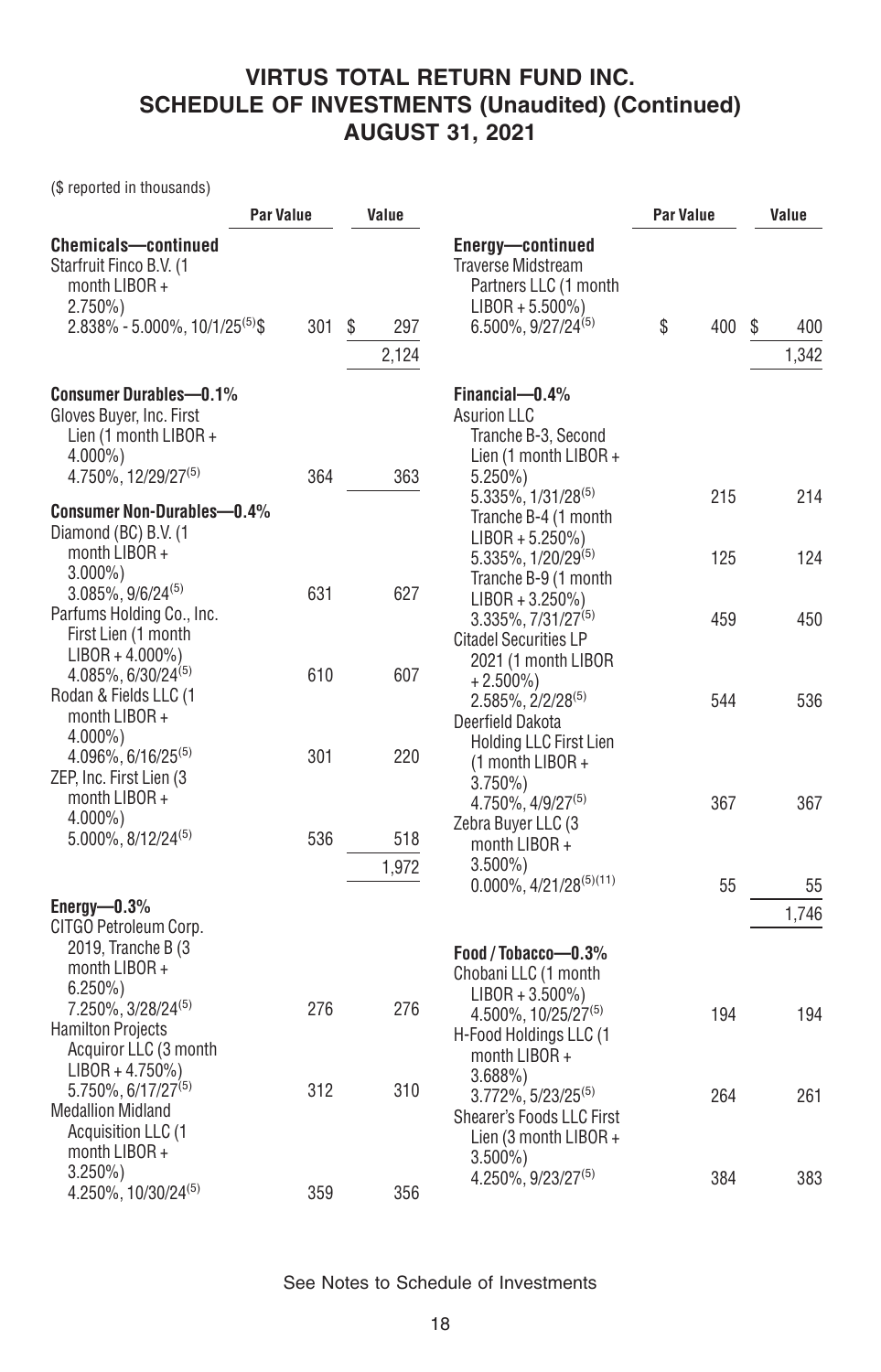# VIRTUS TOTAL RETURN FUND INC.
## SCHEDULE OF INVESTMENTS (Unaudited) (Continued)
## AUGUST 31, 2021

($ reported in thousands)

| | Par Value | Value |
|---|---|---|
| **Chemicals—continued** | | |
| Starfruit Finco B.V. (1 month LIBOR + 2.750%) 2.838% - 5.000%, 10/1/25[5] | $ 301 | $ 297 |
| | | 2,124 |
| **Consumer Durables—0.1%** | | |
| Gloves Buyer, Inc. First Lien (1 month LIBOR + 4.000%) 4.750%, 12/29/27[5] | 364 | 363 |
| **Consumer Non-Durables—0.4%** | | |
| Diamond (BC) B.V. (1 month LIBOR + 3.000%) 3.085%, 9/6/24[5] | 631 | 627 |
| Parfums Holding Co., Inc. First Lien (1 month LIBOR + 4.000%) 4.085%, 6/30/24[5] | 610 | 607 |
| Rodan & Fields LLC (1 month LIBOR + 4.000%) 4.096%, 6/16/25[5] | 301 | 220 |
| ZEP, Inc. First Lien (3 month LIBOR + 4.000%) 5.000%, 8/12/24[5] | 536 | 518 |
| | | 1,972 |
| **Energy—0.3%** | | |
| CITGO Petroleum Corp. 2019, Tranche B (3 month LIBOR + 6.250%) 7.250%, 3/28/24[5] | 276 | 276 |
| Hamilton Projects Acquiror LLC (3 month LIBOR + 4.750%) 5.750%, 6/17/27[5] | 312 | 310 |
| Medallion Midland Acquisition LLC (1 month LIBOR + 3.250%) 4.250%, 10/30/24[5] | 359 | 356 |
| **Energy—continued** | | |
| Traverse Midstream Partners LLC (1 month LIBOR + 5.500%) 6.500%, 9/27/24[5] | $ 400 | $ 400 |
| | | 1,342 |
| **Financial—0.4%** | | |
| Asurion LLC | | |
| Tranche B-3, Second Lien (1 month LIBOR + 5.250%) 5.335%, 1/31/28[5] | 215 | 214 |
| Tranche B-4 (1 month LIBOR + 5.250%) 5.335%, 1/20/29[5] | 125 | 124 |
| Tranche B-9 (1 month LIBOR + 3.250%) 3.335%, 7/31/27[5] | 459 | 450 |
| Citadel Securities LP 2021 (1 month LIBOR + 2.500%) 2.585%, 2/2/28[5] | 544 | 536 |
| Deerfield Dakota Holding LLC First Lien (1 month LIBOR + 3.750%) 4.750%, 4/9/27[5] | 367 | 367 |
| Zebra Buyer LLC (3 month LIBOR + 3.500%) 0.000%, 4/21/28[5][11] | 55 | 55 |
| | | 1,746 |
| **Food / Tobacco—0.3%** | | |
| Chobani LLC (1 month LIBOR + 3.500%) 4.500%, 10/25/27[5] | 194 | 194 |
| H-Food Holdings LLC (1 month LIBOR + 3.688%) 3.772%, 5/23/25[5] | 264 | 261 |
| Shearer's Foods LLC First Lien (3 month LIBOR + 3.500%) 4.250%, 9/23/27[5] | 384 | 383 |

See Notes to Schedule of Investments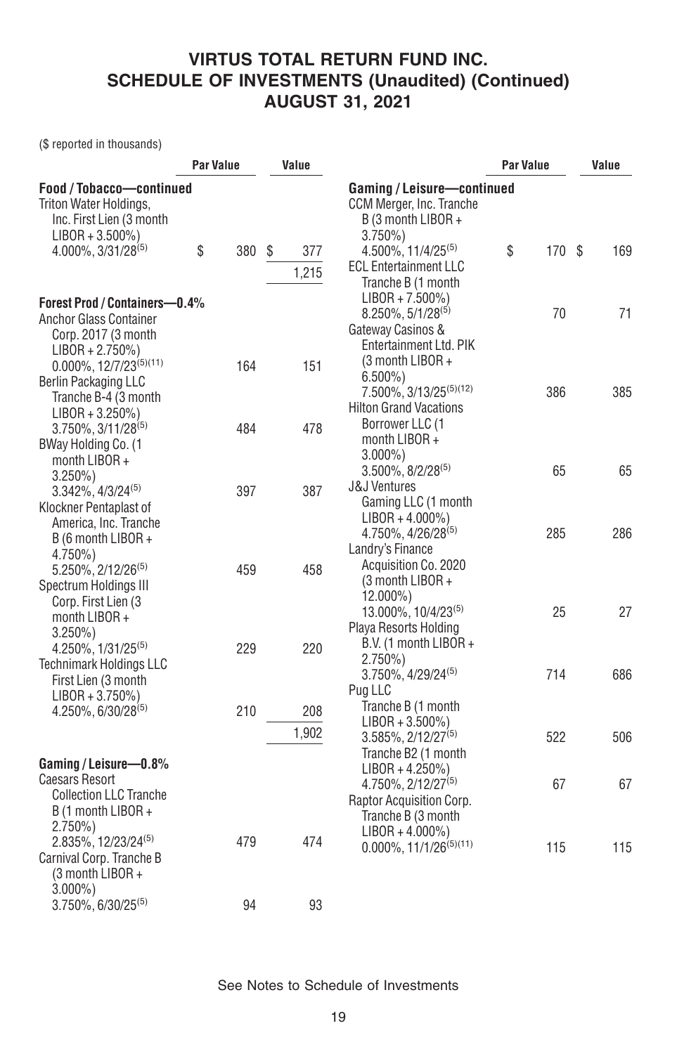# VIRTUS TOTAL RETURN FUND INC.
## SCHEDULE OF INVESTMENTS (Unaudited) (Continued)
## AUGUST 31, 2021

($ reported in thousands)

| | Par Value | Value |
|---|---|---|
| **Food / Tobacco—continued** | | |
| Triton Water Holdings, Inc. First Lien (3 month LIBOR + 3.500%) 4.000%, 3/31/28[5] | $ 380 | $ 377 |
| | | 1,215 |
| **Forest Prod / Containers—0.4%** | | |
| Anchor Glass Container Corp. 2017 (3 month LIBOR + 2.750%) 0.000%, 12/7/23[5][11] | 164 | 151 |
| Berlin Packaging LLC Tranche B-4 (3 month LIBOR + 3.250%) 3.750%, 3/11/28[5] | 484 | 478 |
| BWay Holding Co. (1 month LIBOR + 3.250%) 3.342%, 4/3/24[5] | 397 | 387 |
| Klockner Pentaplast of America, Inc. Tranche B (6 month LIBOR + 4.750%) 5.250%, 2/12/26[5] | 459 | 458 |
| Spectrum Holdings III Corp. First Lien (3 month LIBOR + 3.250%) 4.250%, 1/31/25[5] | 229 | 220 |
| Technimark Holdings LLC First Lien (3 month LIBOR + 3.750%) 4.250%, 6/30/28[5] | 210 | 208 |
| | | 1,902 |
| **Gaming / Leisure—0.8%** | | |
| Caesars Resort Collection LLC Tranche B (1 month LIBOR + 2.750%) 2.835%, 12/23/24[5] | 479 | 474 |
| Carnival Corp. Tranche B (3 month LIBOR + 3.000%) 3.750%, 6/30/25[5] | 94 | 93 |
| **Gaming / Leisure—continued** | | |
| CCM Merger, Inc. Tranche B (3 month LIBOR + 3.750%) 4.500%, 11/4/25[5] | $ 170 | $ 169 |
| ECL Entertainment LLC Tranche B (1 month LIBOR + 7.500%) 8.250%, 5/1/28[5] | 70 | 71 |
| Gateway Casinos & Entertainment Ltd. PIK (3 month LIBOR + 6.500%) 7.500%, 3/13/25[5][12] | 386 | 385 |
| Hilton Grand Vacations Borrower LLC (1 month LIBOR + 3.000%) 3.500%, 8/2/28[5] | 65 | 65 |
| J&J Ventures Gaming LLC (1 month LIBOR + 4.000%) 4.750%, 4/26/28[5] | 285 | 286 |
| Landry's Finance Acquisition Co. 2020 (3 month LIBOR + 12.000%) 13.000%, 10/4/23[5] | 25 | 27 |
| Playa Resorts Holding B.V. (1 month LIBOR + 2.750%) 3.750%, 4/29/24[5] | 714 | 686 |
| Pug LLC | | |
| Tranche B (1 month LIBOR + 3.500%) 3.585%, 2/12/27[5] | 522 | 506 |
| Tranche B2 (1 month LIBOR + 4.250%) 4.750%, 2/12/27[5] | 67 | 67 |
| Raptor Acquisition Corp. Tranche B (3 month LIBOR + 4.000%) 0.000%, 11/1/26[5][11] | 115 | 115 |

See Notes to Schedule of Investments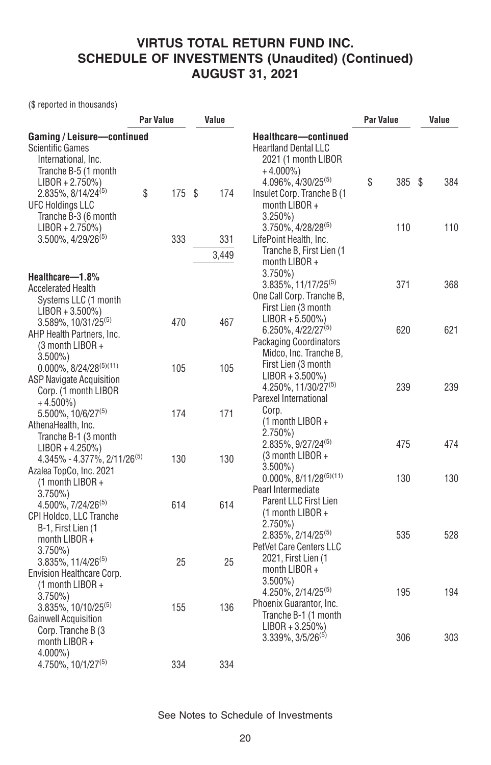# VIRTUS TOTAL RETURN FUND INC.
## SCHEDULE OF INVESTMENTS (Unaudited) (Continued)
## AUGUST 31, 2021

($ reported in thousands)

| | Par Value | Value |
|---|---|---|
| **Gaming / Leisure—continued** | | |
| Scientific Games International, Inc. Tranche B-5 (1 month LIBOR + 2.750%) 2.835%, 8/14/24[5] | $ 175 | $ 174 |
| UFC Holdings LLC Tranche B-3 (6 month LIBOR + 2.750%) 3.500%, 4/29/26[5] | 333 | 331 |
| | | 3,449 |
| **Healthcare—1.8%** | | |
| Accelerated Health Systems LLC (1 month LIBOR + 3.500%) 3.589%, 10/31/25[5] | 470 | 467 |
| AHP Health Partners, Inc. (3 month LIBOR + 3.500%) 0.000%, 8/24/28[5][11] | 105 | 105 |
| ASP Navigate Acquisition Corp. (1 month LIBOR + 4.500%) 5.500%, 10/6/27[5] | 174 | 171 |
| AthenaHealth, Inc. Tranche B-1 (3 month LIBOR + 4.250%) 4.345% - 4.377%, 2/11/26[5] | 130 | 130 |
| Azalea TopCo, Inc. 2021 (1 month LIBOR + 3.750%) 4.500%, 7/24/26[5] | 614 | 614 |
| CPI Holdco, LLC Tranche B-1, First Lien (1 month LIBOR + 3.750%) 3.835%, 11/4/26[5] | 25 | 25 |
| Envision Healthcare Corp. (1 month LIBOR + 3.750%) 3.835%, 10/10/25[5] | 155 | 136 |
| Gainwell Acquisition Corp. Tranche B (3 month LIBOR + 4.000%) 4.750%, 10/1/27[5] | 334 | 334 |
| **Healthcare—continued** | | |
| Heartland Dental LLC 2021 (1 month LIBOR + 4.000%) 4.096%, 4/30/25[5] | $ 385 | $ 384 |
| Insulet Corp. Tranche B (1 month LIBOR + 3.250%) 3.750%, 4/28/28[5] | 110 | 110 |
| LifePoint Health, Inc. Tranche B, First Lien (1 month LIBOR + 3.750%) 3.835%, 11/17/25[5] | 371 | 368 |
| One Call Corp. Tranche B, First Lien (3 month LIBOR + 5.500%) 6.250%, 4/22/27[5] | 620 | 621 |
| Packaging Coordinators Midco, Inc. Tranche B, First Lien (3 month LIBOR + 3.500%) 4.250%, 11/30/27[5] | 239 | 239 |
| Parexel International Corp. | | |
| (1 month LIBOR + 2.750%) 2.835%, 9/27/24[5] | 475 | 474 |
| (3 month LIBOR + 3.500%) 0.000%, 8/11/28[5][11] | 130 | 130 |
| Pearl Intermediate Parent LLC First Lien (1 month LIBOR + 2.750%) 2.835%, 2/14/25[5] | 535 | 528 |
| PetVet Care Centers LLC 2021, First Lien (1 month LIBOR + 3.500%) 4.250%, 2/14/25[5] | 195 | 194 |
| Phoenix Guarantor, Inc. Tranche B-1 (1 month LIBOR + 3.250%) 3.339%, 3/5/26[5] | 306 | 303 |

See Notes to Schedule of Investments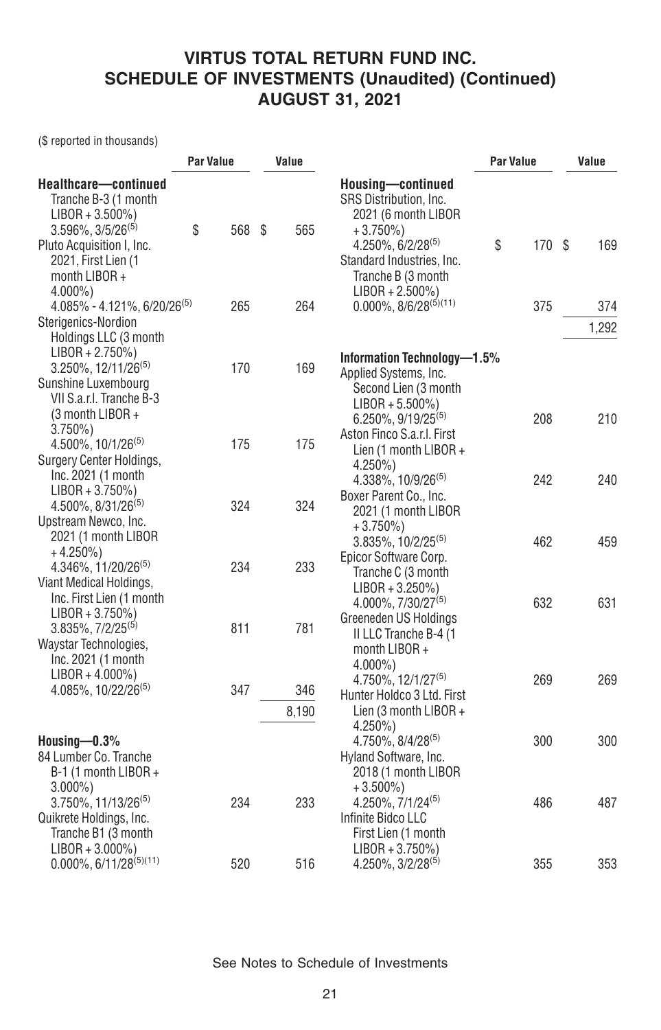# VIRTUS TOTAL RETURN FUND INC.
## SCHEDULE OF INVESTMENTS (Unaudited) (Continued)
## AUGUST 31, 2021

($ reported in thousands)

| | Par Value | Value |
|---|---|---|
| **Healthcare—continued** | | |
| Tranche B-3 (1 month LIBOR + 3.500%) 3.596%, 3/5/26[5] | $ 568 | $ 565 |
| Pluto Acquisition I, Inc. 2021, First Lien (1 month LIBOR + 4.000%) 4.085% - 4.121%, 6/20/26[5] | 265 | 264 |
| Sterigenics-Nordion Holdings LLC (3 month LIBOR + 2.750%) 3.250%, 12/11/26[5] | 170 | 169 |
| Sunshine Luxembourg VII S.a.r.l. Tranche B-3 (3 month LIBOR + 3.750%) 4.500%, 10/1/26[5] | 175 | 175 |
| Surgery Center Holdings, Inc. 2021 (1 month LIBOR + 3.750%) 4.500%, 8/31/26[5] | 324 | 324 |
| Upstream Newco, Inc. 2021 (1 month LIBOR + 4.250%) 4.346%, 11/20/26[5] | 234 | 233 |
| Viant Medical Holdings, Inc. First Lien (1 month LIBOR + 3.750%) 3.835%, 7/2/25[5] | 811 | 781 |
| Waystar Technologies, Inc. 2021 (1 month LIBOR + 4.000%) 4.085%, 10/22/26[5] | 347 | 346 |
| | | 8,190 |
| **Housing—0.3%** | | |
| 84 Lumber Co. Tranche B-1 (1 month LIBOR + 3.000%) 3.750%, 11/13/26[5] | 234 | 233 |
| Quikrete Holdings, Inc. Tranche B1 (3 month LIBOR + 3.000%) 0.000%, 6/11/28[5][11] | 520 | 516 |
| **Housing—continued** | | |
| SRS Distribution, Inc. 2021 (6 month LIBOR + 3.750%) 4.250%, 6/2/28[5] | $ 170 | $ 169 |
| Standard Industries, Inc. Tranche B (3 month LIBOR + 2.500%) 0.000%, 8/6/28[5][11] | 375 | 374 |
| | | 1,292 |
| **Information Technology—1.5%** | | |
| Applied Systems, Inc. Second Lien (3 month LIBOR + 5.500%) 6.250%, 9/19/25[5] | 208 | 210 |
| Aston Finco S.a.r.l. First Lien (1 month LIBOR + 4.250%) 4.338%, 10/9/26[5] | 242 | 240 |
| Boxer Parent Co., Inc. 2021 (1 month LIBOR + 3.750%) 3.835%, 10/2/25[5] | 462 | 459 |
| Epicor Software Corp. Tranche C (3 month LIBOR + 3.250%) 4.000%, 7/30/27[5] | 632 | 631 |
| Greeneden US Holdings II LLC Tranche B-4 (1 month LIBOR + 4.000%) 4.750%, 12/1/27[5] | 269 | 269 |
| Hunter Holdco 3 Ltd. First Lien (3 month LIBOR + 4.250%) 4.750%, 8/4/28[5] | 300 | 300 |
| Hyland Software, Inc. 2018 (1 month LIBOR + 3.500%) 4.250%, 7/1/24[5] | 486 | 487 |
| Infinite Bidco LLC First Lien (1 month LIBOR + 3.750%) 4.250%, 3/2/28[5] | 355 | 353 |

See Notes to Schedule of Investments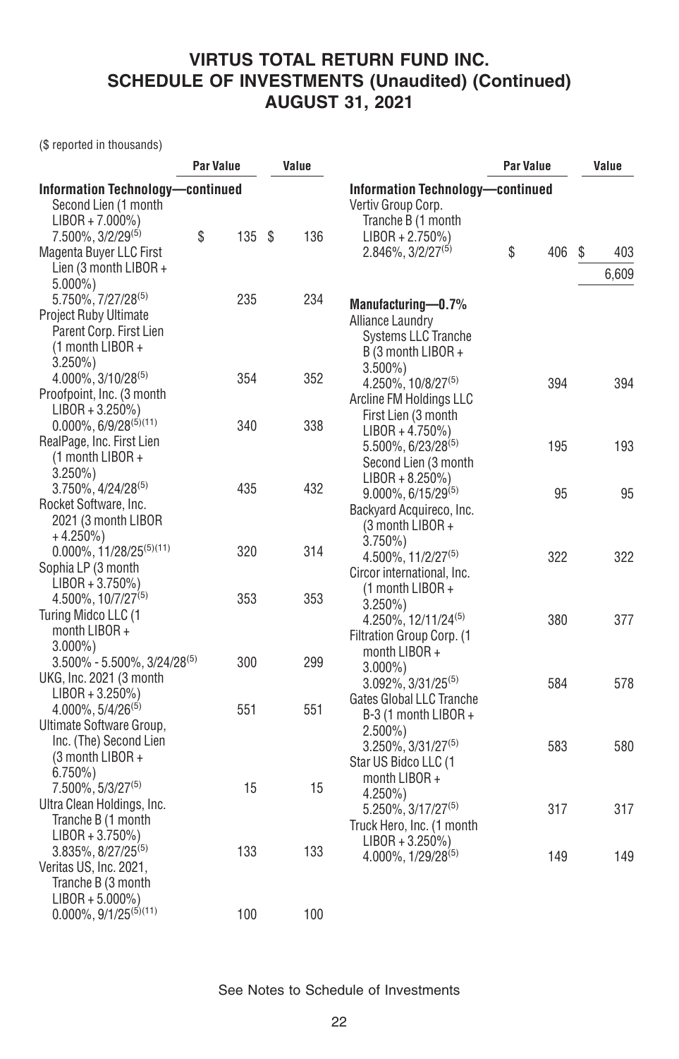# VIRTUS TOTAL RETURN FUND INC.
## SCHEDULE OF INVESTMENTS (Unaudited) (Continued)
## AUGUST 31, 2021

($ reported in thousands)

| | Par Value | Value |
|---|---|---|
| **Information Technology—continued** | | |
| Second Lien (1 month LIBOR + 7.000%) 7.500%, 3/2/29[(5)] | $ 135 | $ 136 |
| Magenta Buyer LLC First Lien (3 month LIBOR + 5.000%) 5.750%, 7/27/28[(5)] | 235 | 234 |
| Project Ruby Ultimate Parent Corp. First Lien (1 month LIBOR + 3.250%) 4.000%, 3/10/28[(5)] | 354 | 352 |
| Proofpoint, Inc. (3 month LIBOR + 3.250%) 0.000%, 6/9/28[(5)(11)] | 340 | 338 |
| RealPage, Inc. First Lien (1 month LIBOR + 3.250%) 3.750%, 4/24/28[(5)] | 435 | 432 |
| Rocket Software, Inc. 2021 (3 month LIBOR + 4.250%) 0.000%, 11/28/25[(5)(11)] | 320 | 314 |
| Sophia LP (3 month LIBOR + 3.750%) 4.500%, 10/7/27[(5)] | 353 | 353 |
| Turing Midco LLC (1 month LIBOR + 3.000%) 3.500% - 5.500%, 3/24/28[(5)] | 300 | 299 |
| UKG, Inc. 2021 (3 month LIBOR + 3.250%) 4.000%, 5/4/26[(5)] | 551 | 551 |
| Ultimate Software Group, Inc. (The) Second Lien (3 month LIBOR + 6.750%) 7.500%, 5/3/27[(5)] | 15 | 15 |
| Ultra Clean Holdings, Inc. Tranche B (1 month LIBOR + 3.750%) 3.835%, 8/27/25[(5)] | 133 | 133 |
| Veritas US, Inc. 2021, Tranche B (3 month LIBOR + 5.000%) 0.000%, 9/1/25[(5)(11)] | 100 | 100 |
| Vertiv Group Corp. Tranche B (1 month LIBOR + 2.750%) 2.846%, 3/2/27[(5)] | $ 406 | $ 403 |
| | | 6,609 |
| **Manufacturing—0.7%** | | |
| Alliance Laundry Systems LLC Tranche B (3 month LIBOR + 3.500%) 4.250%, 10/8/27[(5)] | 394 | 394 |
| Arcline FM Holdings LLC First Lien (3 month LIBOR + 4.750%) 5.500%, 6/23/28[(5)] | 195 | 193 |
| Second Lien (3 month LIBOR + 8.250%) 9.000%, 6/15/29[(5)] | 95 | 95 |
| Backyard Acquireco, Inc. (3 month LIBOR + 3.750%) 4.500%, 11/2/27[(5)] | 322 | 322 |
| Circor international, Inc. (1 month LIBOR + 3.250%) 4.250%, 12/11/24[(5)] | 380 | 377 |
| Filtration Group Corp. (1 month LIBOR + 3.000%) 3.092%, 3/31/25[(5)] | 584 | 578 |
| Gates Global LLC Tranche B-3 (1 month LIBOR + 2.500%) 3.250%, 3/31/27[(5)] | 583 | 580 |
| Star US Bidco LLC (1 month LIBOR + 4.250%) 5.250%, 3/17/27[(5)] | 317 | 317 |
| Truck Hero, Inc. (1 month LIBOR + 3.250%) 4.000%, 1/29/28[(5)] | 149 | 149 |

See Notes to Schedule of Investments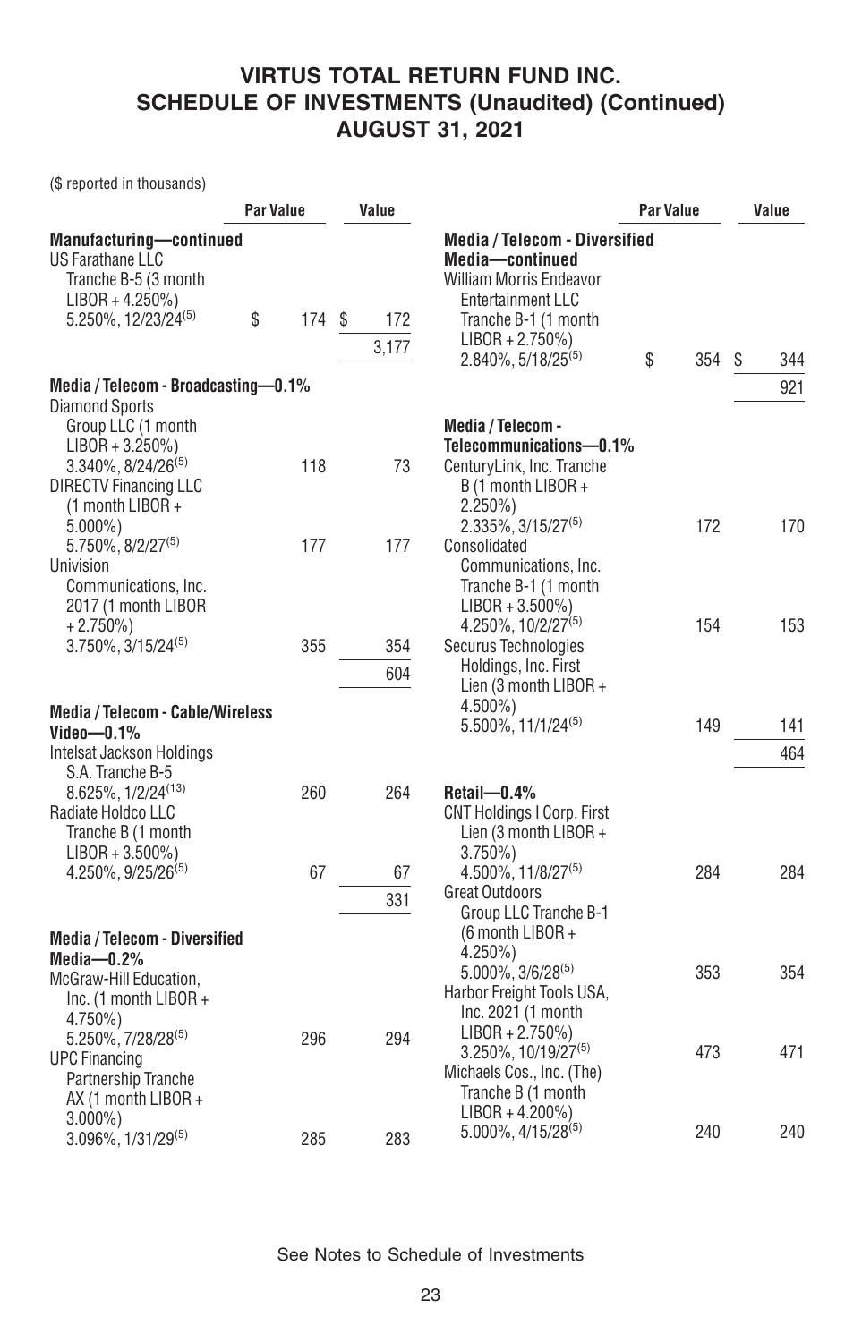# VIRTUS TOTAL RETURN FUND INC.
## SCHEDULE OF INVESTMENTS (Unaudited) (Continued)
## AUGUST 31, 2021

($ reported in thousands)

| | Par Value | Value |
|---|---|---|
| **Manufacturing—continued** | | |
| US Farathane LLC Tranche B-5 (3 month LIBOR + 4.250%) 5.250%, 12/23/24[5] | $ 174 | $ 172 |
| | | 3,177 |
| **Media / Telecom - Broadcasting—0.1%** | | |
| Diamond Sports Group LLC (1 month LIBOR + 3.250%) 3.340%, 8/24/26[5] | 118 | 73 |
| DIRECTV Financing LLC (1 month LIBOR + 5.000%) 5.750%, 8/2/27[5] | 177 | 177 |
| Univision Communications, Inc. 2017 (1 month LIBOR + 2.750%) 3.750%, 3/15/24[5] | 355 | 354 |
| | | 604 |
| **Media / Telecom - Cable/Wireless Video—0.1%** | | |
| Intelsat Jackson Holdings S.A. Tranche B-5 8.625%, 1/2/24[13] | 260 | 264 |
| Radiate Holdco LLC Tranche B (1 month LIBOR + 3.500%) 4.250%, 9/25/26[5] | 67 | 67 |
| | | 331 |
| **Media / Telecom - Diversified Media—0.2%** | | |
| McGraw-Hill Education, Inc. (1 month LIBOR + 4.750%) 5.250%, 7/28/28[5] | 296 | 294 |
| UPC Financing Partnership Tranche AX (1 month LIBOR + 3.000%) 3.096%, 1/31/29[5] | 285 | 283 |
| **Media / Telecom - Diversified Media—continued** | | |
| William Morris Endeavor Entertainment LLC Tranche B-1 (1 month LIBOR + 2.750%) 2.840%, 5/18/25[5] | $ 354 | $ 344 |
| | | 921 |
| **Media / Telecom - Telecommunications—0.1%** | | |
| CenturyLink, Inc. Tranche B (1 month LIBOR + 2.250%) 2.335%, 3/15/27[5] | 172 | 170 |
| Consolidated Communications, Inc. Tranche B-1 (1 month LIBOR + 3.500%) 4.250%, 10/2/27[5] | 154 | 153 |
| Securus Technologies Holdings, Inc. First Lien (3 month LIBOR + 4.500%) 5.500%, 11/1/24[5] | 149 | 141 |
| | | 464 |
| **Retail—0.4%** | | |
| CNT Holdings I Corp. First Lien (3 month LIBOR + 3.750%) 4.500%, 11/8/27[5] | 284 | 284 |
| Great Outdoors Group LLC Tranche B-1 (6 month LIBOR + 4.250%) 5.000%, 3/6/28[5] | 353 | 354 |
| Harbor Freight Tools USA, Inc. 2021 (1 month LIBOR + 2.750%) 3.250%, 10/19/27[5] | 473 | 471 |
| Michaels Cos., Inc. (The) Tranche B (1 month LIBOR + 4.200%) 5.000%, 4/15/28[5] | 240 | 240 |

See Notes to Schedule of Investments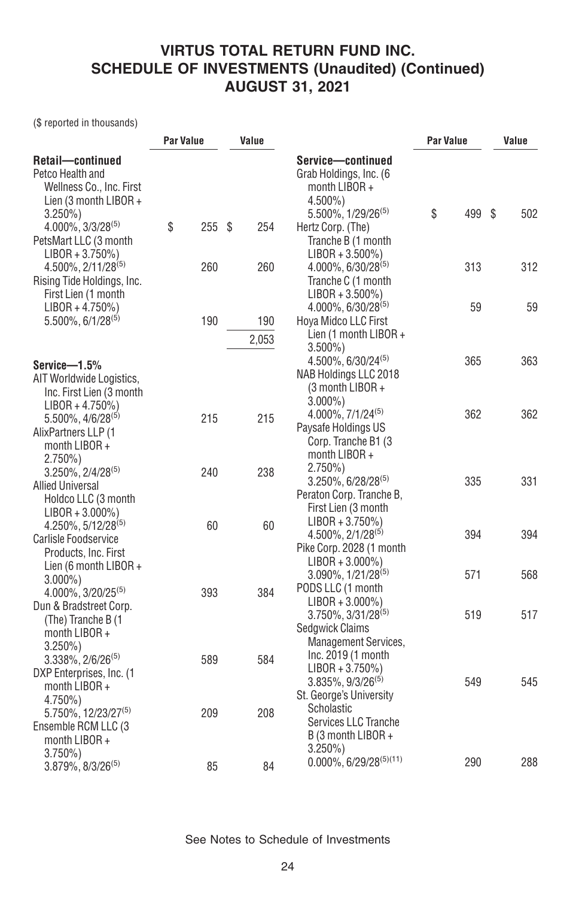(\$ reported in thousands)

| | Par Value | Value |
|---|---|---|
| **Retail—continued** | | |
| Petco Health and Wellness Co., Inc. First Lien (3 month LIBOR + 3.250%) 4.000%, 3/3/28[(5)] | $ 255 | $ 254 |
| PetsMart LLC (3 month LIBOR + 3.750%) 4.500%, 2/11/28[(5)] | 260 | 260 |
| Rising Tide Holdings, Inc. First Lien (1 month LIBOR + 4.750%) 5.500%, 6/1/28[(5)] | 190 | 190 |
| | | 2,053 |
| **Service—1.5%** | | |
| AIT Worldwide Logistics, Inc. First Lien (3 month LIBOR + 4.750%) 5.500%, 4/6/28[(5)] | 215 | 215 |
| AlixPartners LLP (1 month LIBOR + 2.750%) 3.250%, 2/4/28[(5)] | 240 | 238 |
| Allied Universal Holdco LLC (3 month LIBOR + 3.000%) 4.250%, 5/12/28[(5)] | 60 | 60 |
| Carlisle Foodservice Products, Inc. First Lien (6 month LIBOR + 3.000%) 4.000%, 3/20/25[(5)] | 393 | 384 |
| Dun & Bradstreet Corp. (The) Tranche B (1 month LIBOR + 3.250%) 3.338%, 2/6/26[(5)] | 589 | 584 |
| DXP Enterprises, Inc. (1 month LIBOR + 4.750%) 5.750%, 12/23/27[(5)] | 209 | 208 |
| Ensemble RCM LLC (3 month LIBOR + 3.750%) 3.879%, 8/3/26[(5)] | 85 | 84 |
| **Service—continued** | | |
| Grab Holdings, Inc. (6 month LIBOR + 4.500%) 5.500%, 1/29/26[(5)] | $ 499 | $ 502 |
| Hertz Corp. (The) Tranche B (1 month LIBOR + 3.500%) 4.000%, 6/30/28[(5)] | 313 | 312 |
| Hertz Corp. (The) Tranche C (1 month LIBOR + 3.500%) 4.000%, 6/30/28[(5)] | 59 | 59 |
| Hoya Midco LLC First Lien (1 month LIBOR + 3.500%) 4.500%, 6/30/24[(5)] | 365 | 363 |
| NAB Holdings LLC 2018 (3 month LIBOR + 3.000%) 4.000%, 7/1/24[(5)] | 362 | 362 |
| Paysafe Holdings US Corp. Tranche B1 (3 month LIBOR + 2.750%) 3.250%, 6/28/28[(5)] | 335 | 331 |
| Peraton Corp. Tranche B, First Lien (3 month LIBOR + 3.750%) 4.500%, 2/1/28[(5)] | 394 | 394 |
| Pike Corp. 2028 (1 month LIBOR + 3.000%) 3.090%, 1/21/28[(5)] | 571 | 568 |
| PODS LLC (1 month LIBOR + 3.000%) 3.750%, 3/31/28[(5)] | 519 | 517 |
| Sedgwick Claims Management Services, Inc. 2019 (1 month LIBOR + 3.750%) 3.835%, 9/3/26[(5)] | 549 | 545 |
| St. George's University Scholastic Services LLC Tranche B (3 month LIBOR + 3.250%) 0.000%, 6/29/28[(5)(11)] | 290 | 288 |

See Notes to Schedule of Investments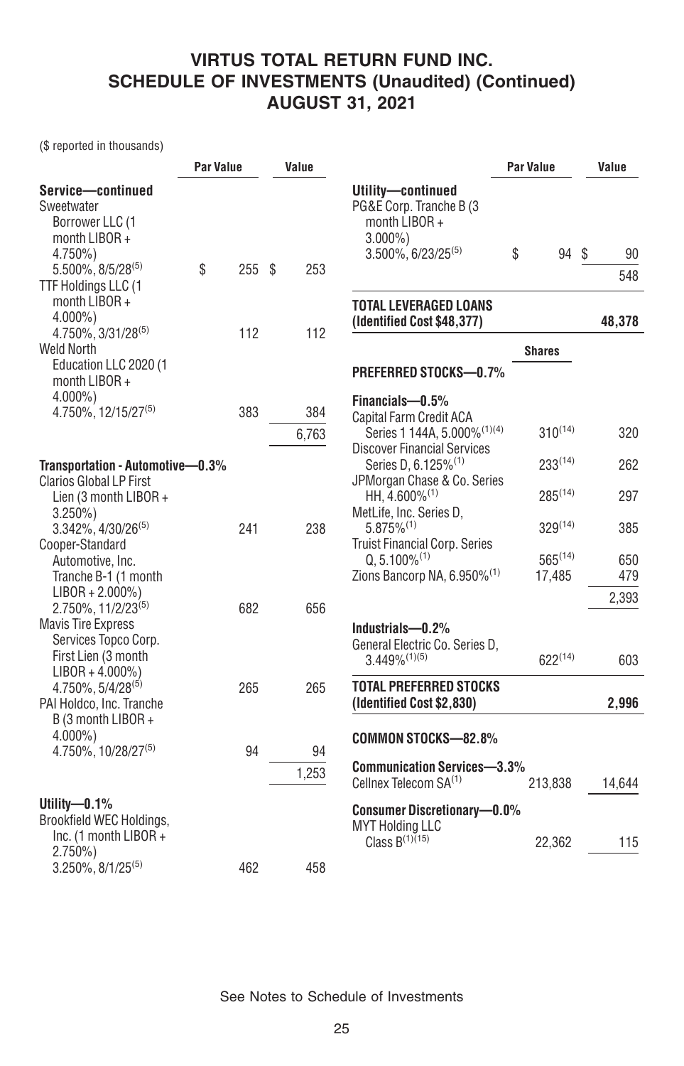## VIRTUS TOTAL RETURN FUND INC.
## SCHEDULE OF INVESTMENTS (Unaudited) (Continued)
## AUGUST 31, 2021

($ reported in thousands)

| | Par Value | Value |
|---|---|---|
| **Service—continued** | | |
| Sweetwater Borrower LLC (1 month LIBOR + 4.750%) 5.500%, 8/5/28[5] | $ 255 | $ 253 |
| TTF Holdings LLC (1 month LIBOR + 4.000%) 4.750%, 3/31/28[5] | 112 | 112 |
| Weld North Education LLC 2020 (1 month LIBOR + 4.000%) 4.750%, 12/15/27[5] | 383 | 384 |
| | | 6,763 |
| **Transportation - Automotive—0.3%** | | |
| Clarios Global LP First Lien (3 month LIBOR + 3.250%) 3.342%, 4/30/26[5] | 241 | 238 |
| Cooper-Standard Automotive, Inc. Tranche B-1 (1 month LIBOR + 2.000%) 2.750%, 11/2/23[5] | 682 | 656 |
| Mavis Tire Express Services Topco Corp. First Lien (3 month LIBOR + 4.000%) 4.750%, 5/4/28[5] | 265 | 265 |
| PAI Holdco, Inc. Tranche B (3 month LIBOR + 4.000%) 4.750%, 10/28/27[5] | 94 | 94 |
| | | 1,253 |
| **Utility—0.1%** | | |
| Brookfield WEC Holdings, Inc. (1 month LIBOR + 2.750%) 3.250%, 8/1/25[5] | 462 | 458 |
| **Utility—continued** | | |
| PG&E Corp. Tranche B (3 month LIBOR + 3.000%) 3.500%, 6/23/25[5] | $ 94 | $ 90 |
| | | 548 |
| **TOTAL LEVERAGED LOANS (Identified Cost $48,377)** | | **48,378** |

| | Shares | Value |
|---|---|---|
| **PREFERRED STOCKS—0.7%** | | |
| **Financials—0.5%** | | |
| Capital Farm Credit ACA Series 1 144A, 5.000%[1][4] | 310[14] | 320 |
| Discover Financial Services Series D, 6.125%[1] | 233[14] | 262 |
| JPMorgan Chase & Co. Series HH, 4.600%[1] | 285[14] | 297 |
| MetLife, Inc. Series D, 5.875%[1] | 329[14] | 385 |
| Truist Financial Corp. Series Q, 5.100%[1] | 565[14] | 650 |
| Zions Bancorp NA, 6.950%[1] | 17,485 | 479 |
| | | 2,393 |
| **Industrials—0.2%** | | |
| General Electric Co. Series D, 3.449%[1][5] | 622[14] | 603 |
| **TOTAL PREFERRED STOCKS (Identified Cost $2,830)** | | **2,996** |
| **COMMON STOCKS—82.8%** | | |
| **Communication Services—3.3%** | | |
| Cellnex Telecom SA[1] | 213,838 | 14,644 |
| **Consumer Discretionary—0.0%** | | |
| MYT Holding LLC Class B[1][15] | 22,362 | 115 |

See Notes to Schedule of Investments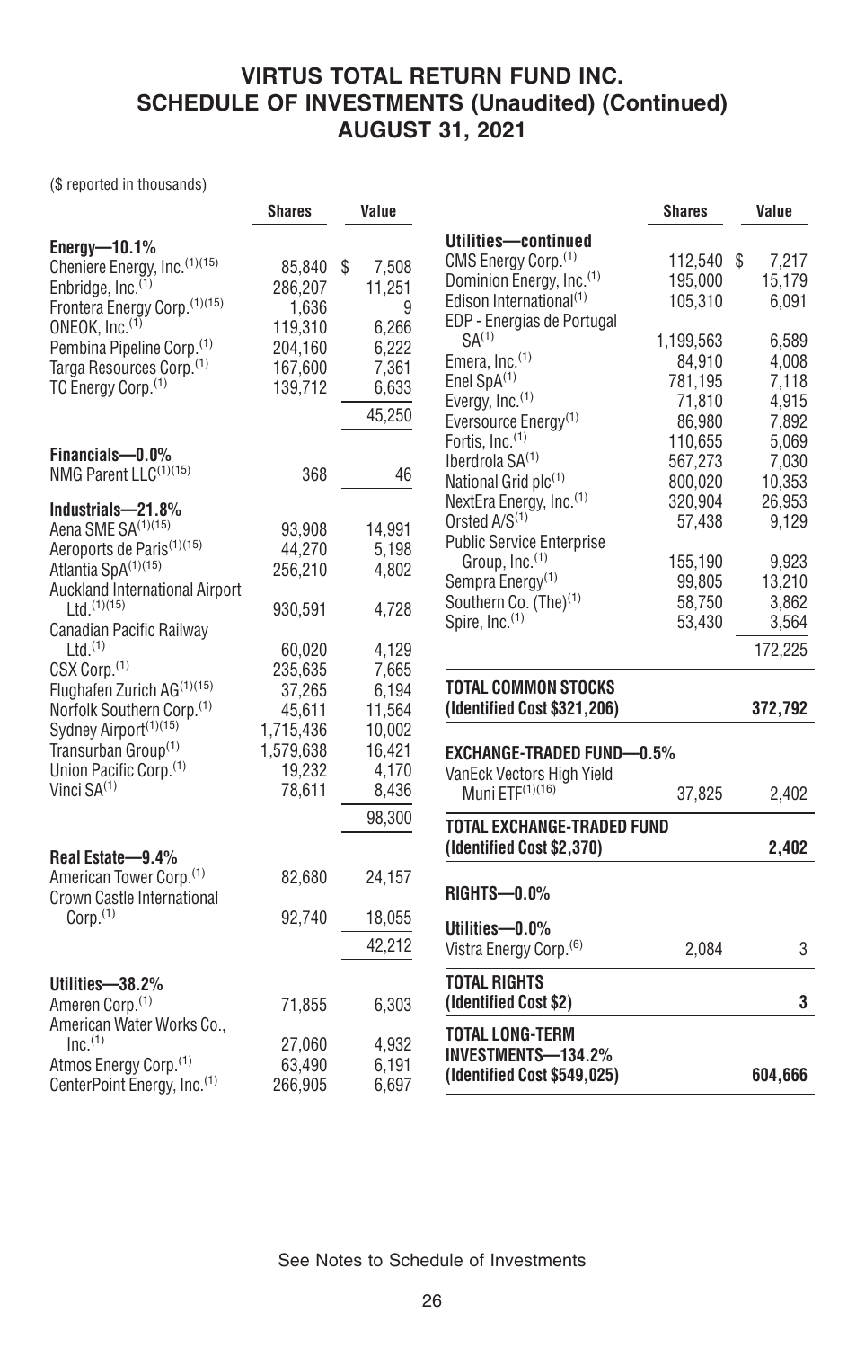# VIRTUS TOTAL RETURN FUND INC.
## SCHEDULE OF INVESTMENTS (Unaudited) (Continued)
## AUGUST 31, 2021

($ reported in thousands)

| | Shares | Value |
|---|---|---|
| **Energy—10.1%** | | |
| Cheniere Energy, Inc.[(1)(15)] | 85,840 | $ 7,508 |
| Enbridge, Inc.[(1)] | 286,207 | 11,251 |
| Frontera Energy Corp.[(1)(15)] | 1,636 | 9 |
| ONEOK, Inc.[(1)] | 119,310 | 6,266 |
| Pembina Pipeline Corp.[(1)] | 204,160 | 6,222 |
| Targa Resources Corp.[(1)] | 167,600 | 7,361 |
| TC Energy Corp.[(1)] | 139,712 | 6,633 |
| | | 45,250 |
| **Financials—0.0%** | | |
| NMG Parent LLC[(1)(15)] | 368 | 46 |
| **Industrials—21.8%** | | |
| Aena SME SA[(1)(15)] | 93,908 | 14,991 |
| Aeroports de Paris[(1)(15)] | 44,270 | 5,198 |
| Atlantia SpA[(1)(15)] | 256,210 | 4,802 |
| Auckland International Airport Ltd.[(1)(15)] | 930,591 | 4,728 |
| Canadian Pacific Railway Ltd.[(1)] | 60,020 | 4,129 |
| CSX Corp.[(1)] | 235,635 | 7,665 |
| Flughafen Zurich AG[(1)(15)] | 37,265 | 6,194 |
| Norfolk Southern Corp.[(1)] | 45,611 | 11,564 |
| Sydney Airport[(1)(15)] | 1,715,436 | 10,002 |
| Transurban Group[(1)] | 1,579,638 | 16,421 |
| Union Pacific Corp.[(1)] | 19,232 | 4,170 |
| Vinci SA[(1)] | 78,611 | 8,436 |
| | | 98,300 |
| **Real Estate—9.4%** | | |
| American Tower Corp.[(1)] | 82,680 | 24,157 |
| Crown Castle International Corp.[(1)] | 92,740 | 18,055 |
| | | 42,212 |
| **Utilities—38.2%** | | |
| Ameren Corp.[(1)] | 71,855 | 6,303 |
| American Water Works Co., Inc.[(1)] | 27,060 | 4,932 |
| Atmos Energy Corp.[(1)] | 63,490 | 6,191 |
| CenterPoint Energy, Inc.[(1)] | 266,905 | 6,697 |
| **Utilities—continued** | | |
| CMS Energy Corp.[(1)] | 112,540 | $ 7,217 |
| Dominion Energy, Inc.[(1)] | 195,000 | 15,179 |
| Edison International[(1)] | 105,310 | 6,091 |
| EDP - Energias de Portugal SA[(1)] | 1,199,563 | 6,589 |
| Emera, Inc.[(1)] | 84,910 | 4,008 |
| Enel SpA[(1)] | 781,195 | 7,118 |
| Evergy, Inc.[(1)] | 71,810 | 4,915 |
| Eversource Energy[(1)] | 86,980 | 7,892 |
| Fortis, Inc.[(1)] | 110,655 | 5,069 |
| Iberdrola SA[(1)] | 567,273 | 7,030 |
| National Grid plc[(1)] | 800,020 | 10,353 |
| NextEra Energy, Inc.[(1)] | 320,904 | 26,953 |
| Orsted A/S[(1)] | 57,438 | 9,129 |
| Public Service Enterprise Group, Inc.[(1)] | 155,190 | 9,923 |
| Sempra Energy[(1)] | 99,805 | 13,210 |
| Southern Co. (The)[(1)] | 58,750 | 3,862 |
| Spire, Inc.[(1)] | 53,430 | 3,564 |
| | | 172,225 |
| **TOTAL COMMON STOCKS (Identified Cost $321,206)** | | **372,792** |
| **EXCHANGE-TRADED FUND—0.5%** | | |
| VanEck Vectors High Yield Muni ETF[(1)(16)] | 37,825 | 2,402 |
| **TOTAL EXCHANGE-TRADED FUND (Identified Cost $2,370)** | | **2,402** |
| **RIGHTS—0.0%** | | |
| **Utilities—0.0%** | | |
| Vistra Energy Corp.[(6)] | 2,084 | 3 |
| **TOTAL RIGHTS (Identified Cost $2)** | | **3** |
| **TOTAL LONG-TERM INVESTMENTS—134.2% (Identified Cost $549,025)** | | **604,666** |

See Notes to Schedule of Investments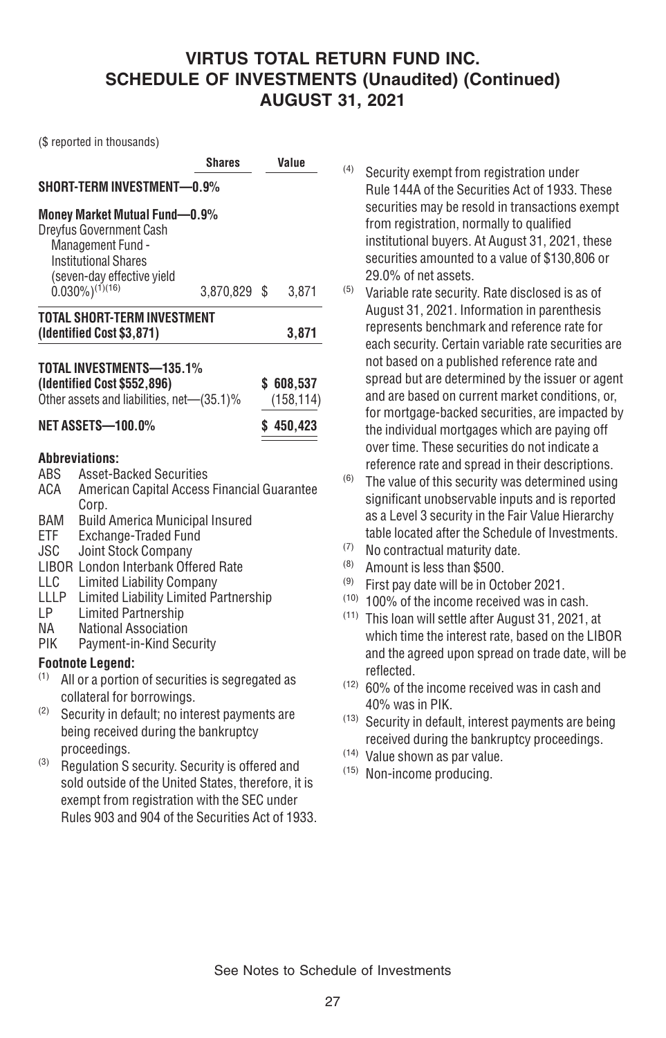# VIRTUS TOTAL RETURN FUND INC.
## SCHEDULE OF INVESTMENTS (Unaudited) (Continued)
## AUGUST 31, 2021

($ reported in thousands)

| | Shares | Value |
|---|---|---|
| **SHORT-TERM INVESTMENT—0.9%** | | |
| **Money Market Mutual Fund—0.9%** | | |
| Dreyfus Government Cash Management Fund - Institutional Shares (seven-day effective yield 0.030%)[1][16] | 3,870,829 | $ 3,871 |
| **TOTAL SHORT-TERM INVESTMENT (Identified Cost $3,871)** | | **3,871** |
| **TOTAL INVESTMENTS—135.1% (Identified Cost $552,896)** | | **$ 608,537** |
| Other assets and liabilities, net—(35.1)% | | (158,114) |
| **NET ASSETS—100.0%** | | **$ 450,423** |

**Abbreviations:**

- ABS Asset-Backed Securities
- ACA American Capital Access Financial Guarantee Corp.
- BAM Build America Municipal Insured
- ETF Exchange-Traded Fund
- JSC Joint Stock Company
- LIBOR London Interbank Offered Rate
- LLC Limited Liability Company
- LLLP Limited Liability Limited Partnership
- LP Limited Partnership
- NA National Association
- PIK Payment-in-Kind Security

**Footnote Legend:**

[1] All or a portion of securities is segregated as collateral for borrowings.

[2] Security in default; no interest payments are being received during the bankruptcy proceedings.

[3] Regulation S security. Security is offered and sold outside of the United States, therefore, it is exempt from registration with the SEC under Rules 903 and 904 of the Securities Act of 1933.

[4] Security exempt from registration under Rule 144A of the Securities Act of 1933. These securities may be resold in transactions exempt from registration, normally to qualified institutional buyers. At August 31, 2021, these securities amounted to a value of $130,806 or 29.0% of net assets.

[5] Variable rate security. Rate disclosed is as of August 31, 2021. Information in parenthesis represents benchmark and reference rate for each security. Certain variable rate securities are not based on a published reference rate and spread but are determined by the issuer or agent and are based on current market conditions, or, for mortgage-backed securities, are impacted by the individual mortgages which are paying off over time. These securities do not indicate a reference rate and spread in their descriptions.

[6] The value of this security was determined using significant unobservable inputs and is reported as a Level 3 security in the Fair Value Hierarchy table located after the Schedule of Investments.

[7] No contractual maturity date.

[8] Amount is less than $500.

[9] First pay date will be in October 2021.

[10] 100% of the income received was in cash.

[11] This loan will settle after August 31, 2021, at which time the interest rate, based on the LIBOR and the agreed upon spread on trade date, will be reflected.

[12] 60% of the income received was in cash and 40% was in PIK.

[13] Security in default, interest payments are being received during the bankruptcy proceedings.

[14] Value shown as par value.

[15] Non-income producing.

See Notes to Schedule of Investments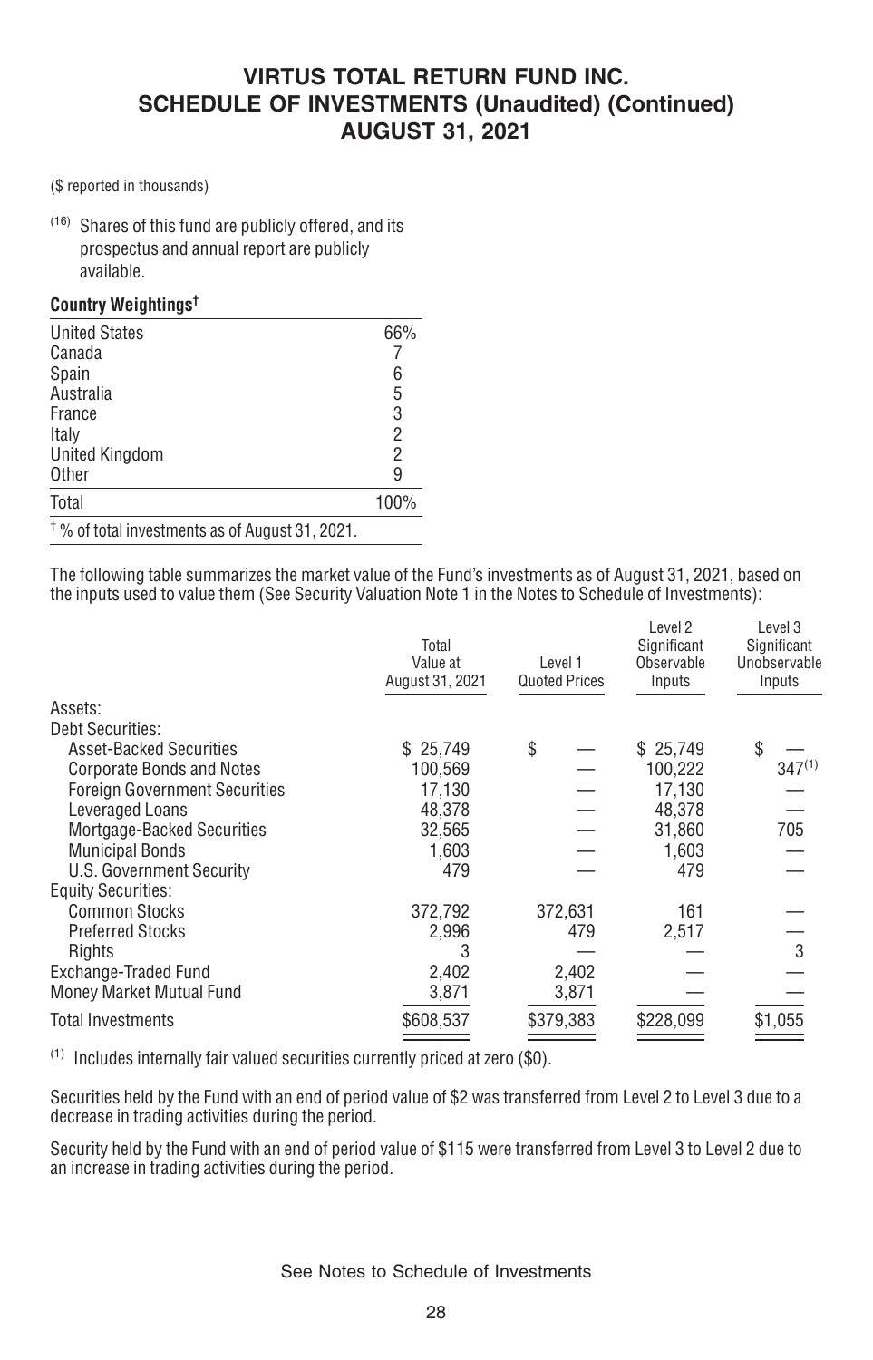# VIRTUS TOTAL RETURN FUND INC.
# SCHEDULE OF INVESTMENTS (Unaudited) (Continued)
# AUGUST 31, 2021

($ reported in thousands)

(16) Shares of this fund are publicly offered, and its prospectus and annual report are publicly available.

**Country Weightings†**

| | |
|---|---|
| United States | 66% |
| Canada | 7 |
| Spain | 6 |
| Australia | 5 |
| France | 3 |
| Italy | 2 |
| United Kingdom | 2 |
| Other | 9 |
| Total | 100% |

† % of total investments as of August 31, 2021.

The following table summarizes the market value of the Fund's investments as of August 31, 2021, based on the inputs used to value them (See Security Valuation Note 1 in the Notes to Schedule of Investments):

| | Total Value at August 31, 2021 | Level 1 Quoted Prices | Level 2 Significant Observable Inputs | Level 3 Significant Unobservable Inputs |
|---|---|---|---|---|
| Assets: | | | | |
| Debt Securities: | | | | |
| Asset-Backed Securities | $ 25,749 | $ — | $ 25,749 | $ — |
| Corporate Bonds and Notes | 100,569 | — | 100,222 | 347[1] |
| Foreign Government Securities | 17,130 | — | 17,130 | — |
| Leveraged Loans | 48,378 | — | 48,378 | — |
| Mortgage-Backed Securities | 32,565 | — | 31,860 | 705 |
| Municipal Bonds | 1,603 | — | 1,603 | — |
| U.S. Government Security | 479 | — | 479 | — |
| Equity Securities: | | | | |
| Common Stocks | 372,792 | 372,631 | 161 | — |
| Preferred Stocks | 2,996 | 479 | 2,517 | — |
| Rights | 3 | — | — | 3 |
| Exchange-Traded Fund | 2,402 | 2,402 | — | — |
| Money Market Mutual Fund | 3,871 | 3,871 | — | — |
| Total Investments | $608,537 | $379,383 | $228,099 | $1,055 |

(1) Includes internally fair valued securities currently priced at zero ($0).

Securities held by the Fund with an end of period value of $2 was transferred from Level 2 to Level 3 due to a decrease in trading activities during the period.

Security held by the Fund with an end of period value of $115 were transferred from Level 3 to Level 2 due to an increase in trading activities during the period.

See Notes to Schedule of Investments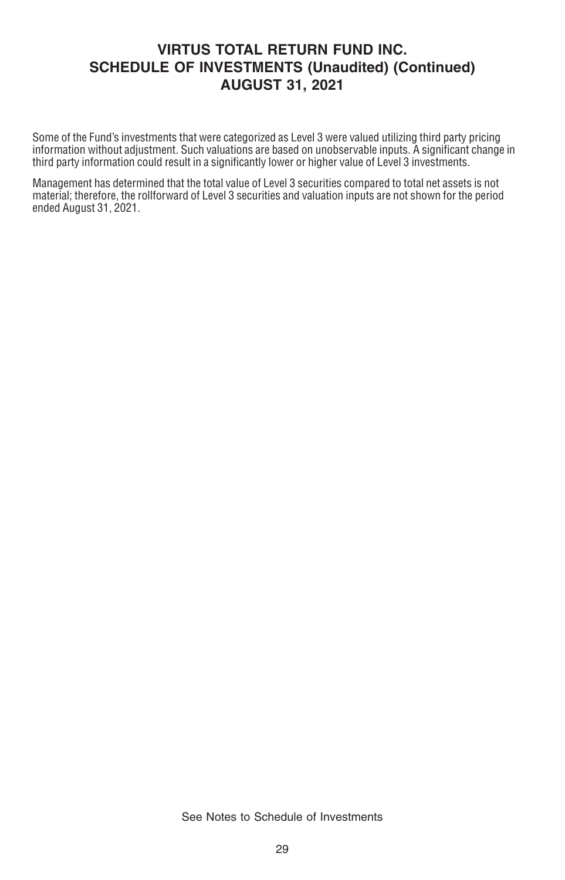Some of the Fund's investments that were categorized as Level 3 were valued utilizing third party pricing information without adjustment. Such valuations are based on unobservable inputs. A significant change in third party information could result in a significantly lower or higher value of Level 3 investments.

Management has determined that the total value of Level 3 securities compared to total net assets is not material; therefore, the rollforward of Level 3 securities and valuation inputs are not shown for the period ended August 31, 2021.

See Notes to Schedule of Investments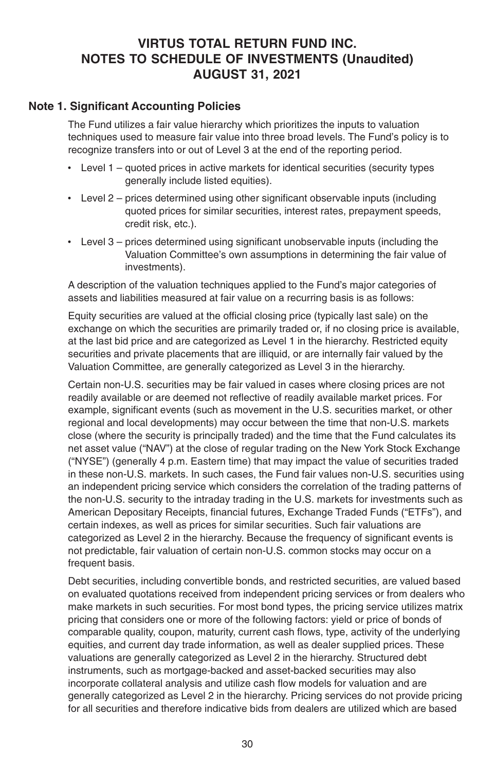# VIRTUS TOTAL RETURN FUND INC.
# NOTES TO SCHEDULE OF INVESTMENTS (Unaudited)
# AUGUST 31, 2021

## Note 1. Significant Accounting Policies

The Fund utilizes a fair value hierarchy which prioritizes the inputs to valuation techniques used to measure fair value into three broad levels. The Fund's policy is to recognize transfers into or out of Level 3 at the end of the reporting period.

- Level 1 – quoted prices in active markets for identical securities (security types generally include listed equities).
- Level 2 – prices determined using other significant observable inputs (including quoted prices for similar securities, interest rates, prepayment speeds, credit risk, etc.).
- Level 3 – prices determined using significant unobservable inputs (including the Valuation Committee's own assumptions in determining the fair value of investments).

A description of the valuation techniques applied to the Fund's major categories of assets and liabilities measured at fair value on a recurring basis is as follows:

Equity securities are valued at the official closing price (typically last sale) on the exchange on which the securities are primarily traded or, if no closing price is available, at the last bid price and are categorized as Level 1 in the hierarchy. Restricted equity securities and private placements that are illiquid, or are internally fair valued by the Valuation Committee, are generally categorized as Level 3 in the hierarchy.

Certain non-U.S. securities may be fair valued in cases where closing prices are not readily available or are deemed not reflective of readily available market prices. For example, significant events (such as movement in the U.S. securities market, or other regional and local developments) may occur between the time that non-U.S. markets close (where the security is principally traded) and the time that the Fund calculates its net asset value ("NAV") at the close of regular trading on the New York Stock Exchange ("NYSE") (generally 4 p.m. Eastern time) that may impact the value of securities traded in these non-U.S. markets. In such cases, the Fund fair values non-U.S. securities using an independent pricing service which considers the correlation of the trading patterns of the non-U.S. security to the intraday trading in the U.S. markets for investments such as American Depositary Receipts, financial futures, Exchange Traded Funds ("ETFs"), and certain indexes, as well as prices for similar securities. Such fair valuations are categorized as Level 2 in the hierarchy. Because the frequency of significant events is not predictable, fair valuation of certain non-U.S. common stocks may occur on a frequent basis.

Debt securities, including convertible bonds, and restricted securities, are valued based on evaluated quotations received from independent pricing services or from dealers who make markets in such securities. For most bond types, the pricing service utilizes matrix pricing that considers one or more of the following factors: yield or price of bonds of comparable quality, coupon, maturity, current cash flows, type, activity of the underlying equities, and current day trade information, as well as dealer supplied prices. These valuations are generally categorized as Level 2 in the hierarchy. Structured debt instruments, such as mortgage-backed and asset-backed securities may also incorporate collateral analysis and utilize cash flow models for valuation and are generally categorized as Level 2 in the hierarchy. Pricing services do not provide pricing for all securities and therefore indicative bids from dealers are utilized which are based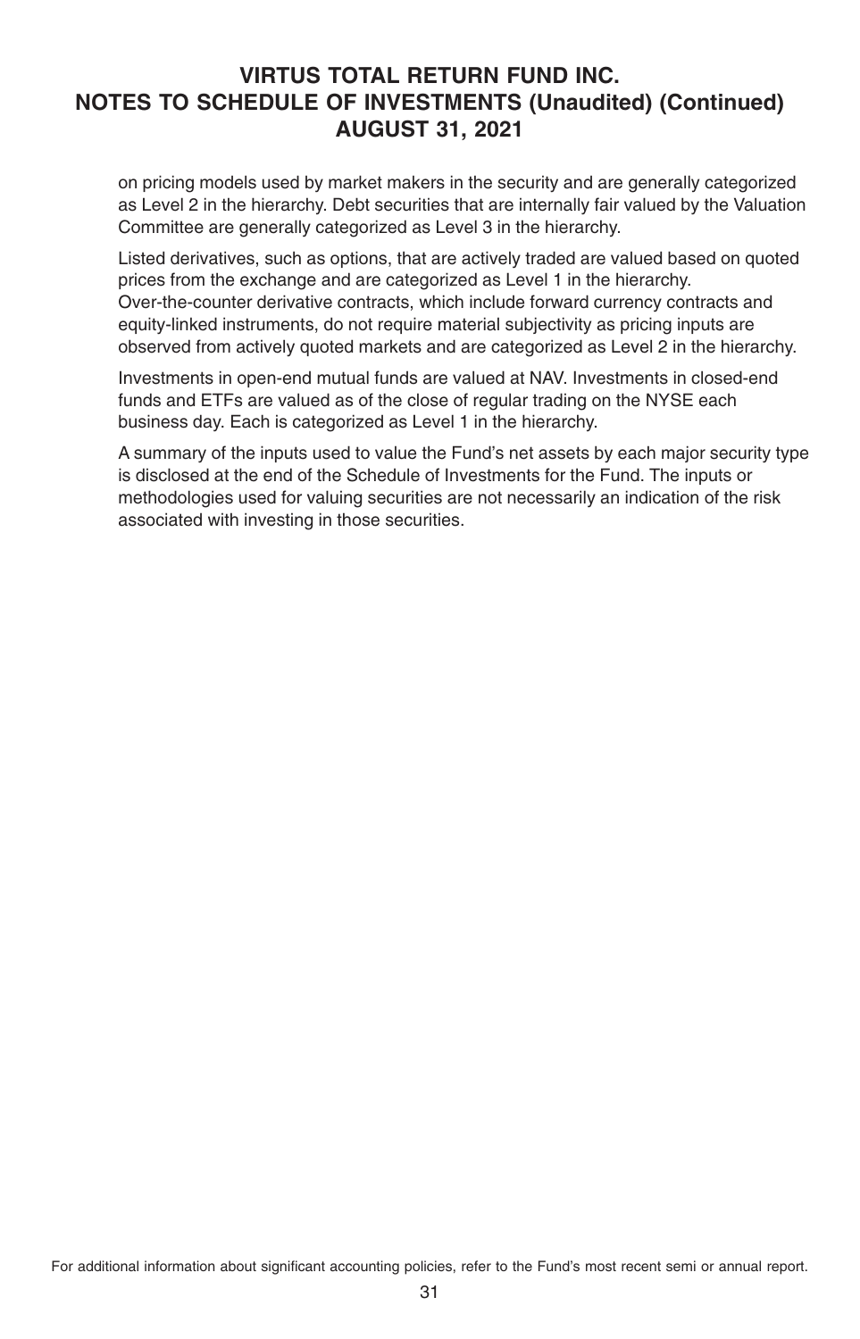on pricing models used by market makers in the security and are generally categorized as Level 2 in the hierarchy. Debt securities that are internally fair valued by the Valuation Committee are generally categorized as Level 3 in the hierarchy.

Listed derivatives, such as options, that are actively traded are valued based on quoted prices from the exchange and are categorized as Level 1 in the hierarchy. Over-the-counter derivative contracts, which include forward currency contracts and equity-linked instruments, do not require material subjectivity as pricing inputs are observed from actively quoted markets and are categorized as Level 2 in the hierarchy.

Investments in open-end mutual funds are valued at NAV. Investments in closed-end funds and ETFs are valued as of the close of regular trading on the NYSE each business day. Each is categorized as Level 1 in the hierarchy.

A summary of the inputs used to value the Fund's net assets by each major security type is disclosed at the end of the Schedule of Investments for the Fund. The inputs or methodologies used for valuing securities are not necessarily an indication of the risk associated with investing in those securities.